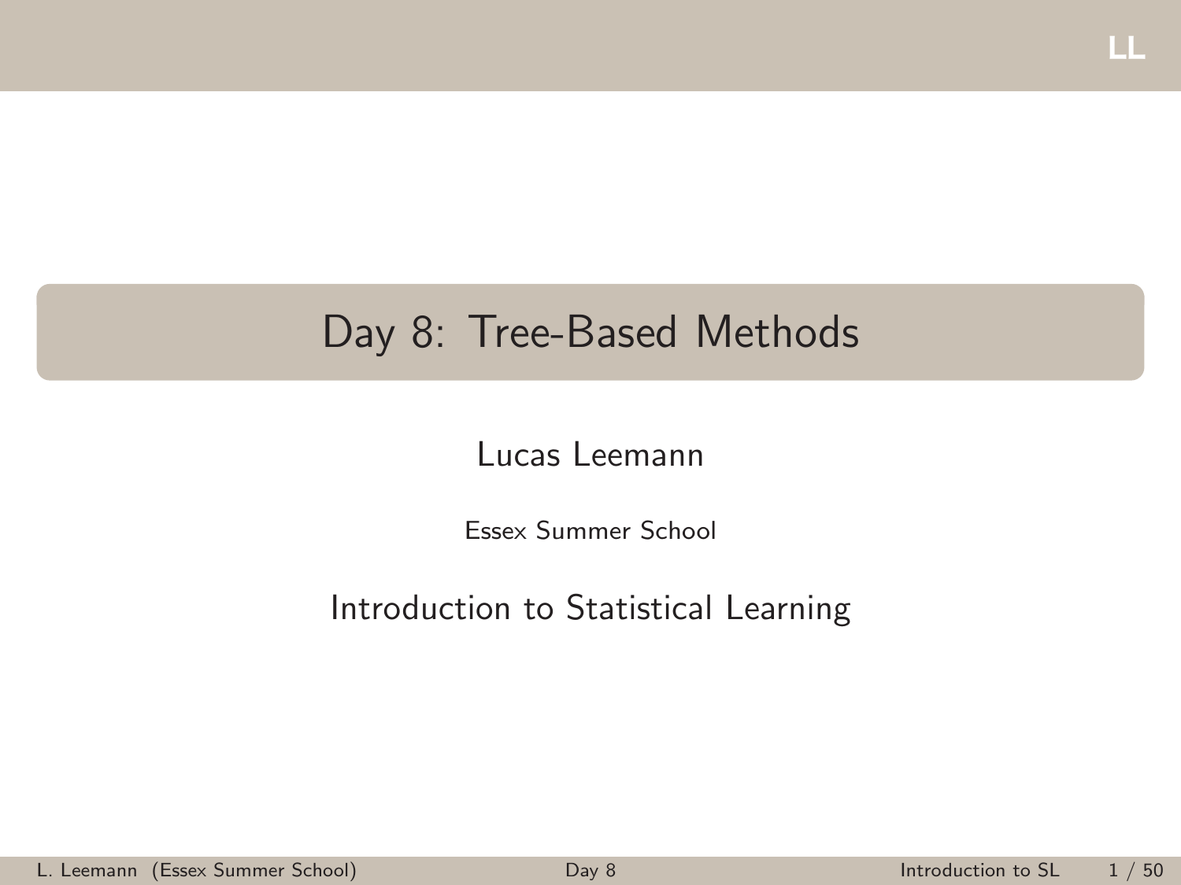# Day 8: Tree-Based Methods

Lucas Leemann

Essex Summer School

Introduction to Statistical Learning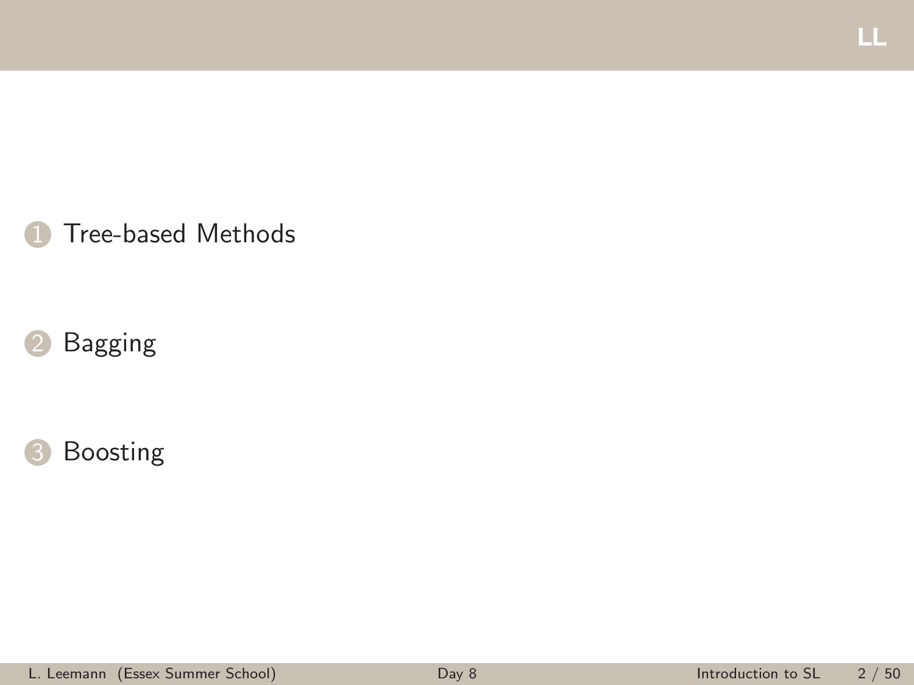1. Tree-based Methods
2. Bagging
3. Boosting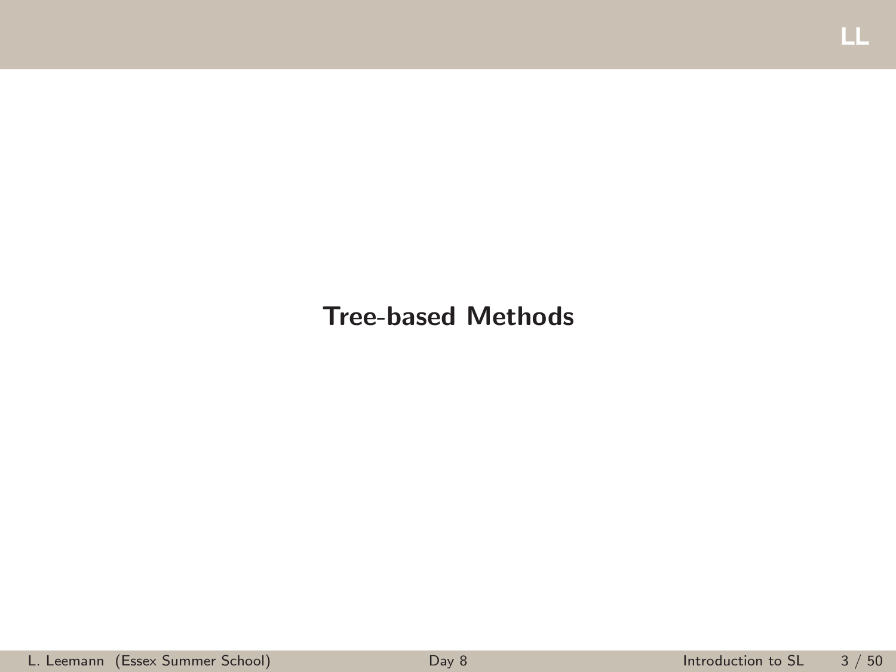# Tree-based Methods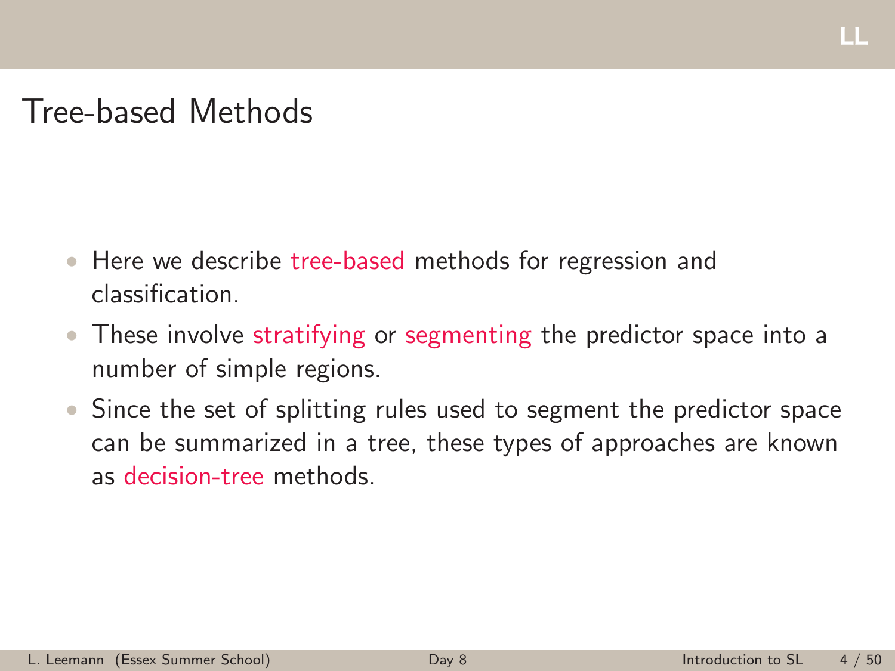# Tree-based Methods

- Here we describe tree-based methods for regression and classification.
- These involve stratifying or segmenting the predictor space into a number of simple regions.
- Since the set of splitting rules used to segment the predictor space can be summarized in a tree, these types of approaches are known as decision-tree methods.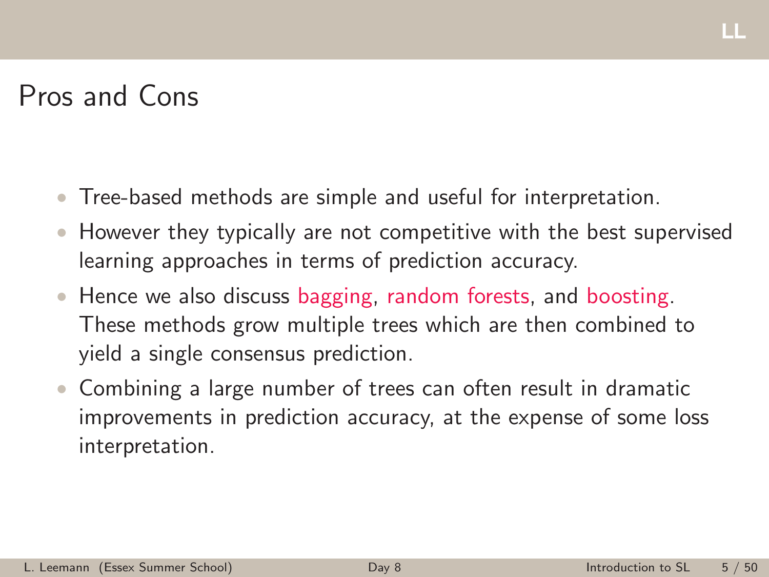# Pros and Cons

- Tree-based methods are simple and useful for interpretation.
- However they typically are not competitive with the best supervised learning approaches in terms of prediction accuracy.
- Hence we also discuss bagging, random forests, and boosting. These methods grow multiple trees which are then combined to yield a single consensus prediction.
- Combining a large number of trees can often result in dramatic improvements in prediction accuracy, at the expense of some loss interpretation.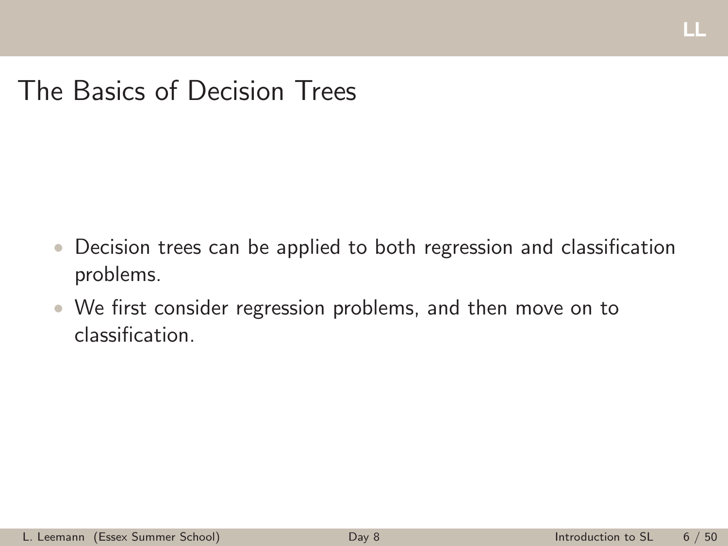# The Basics of Decision Trees

- Decision trees can be applied to both regression and classification problems.
- We first consider regression problems, and then move on to classification.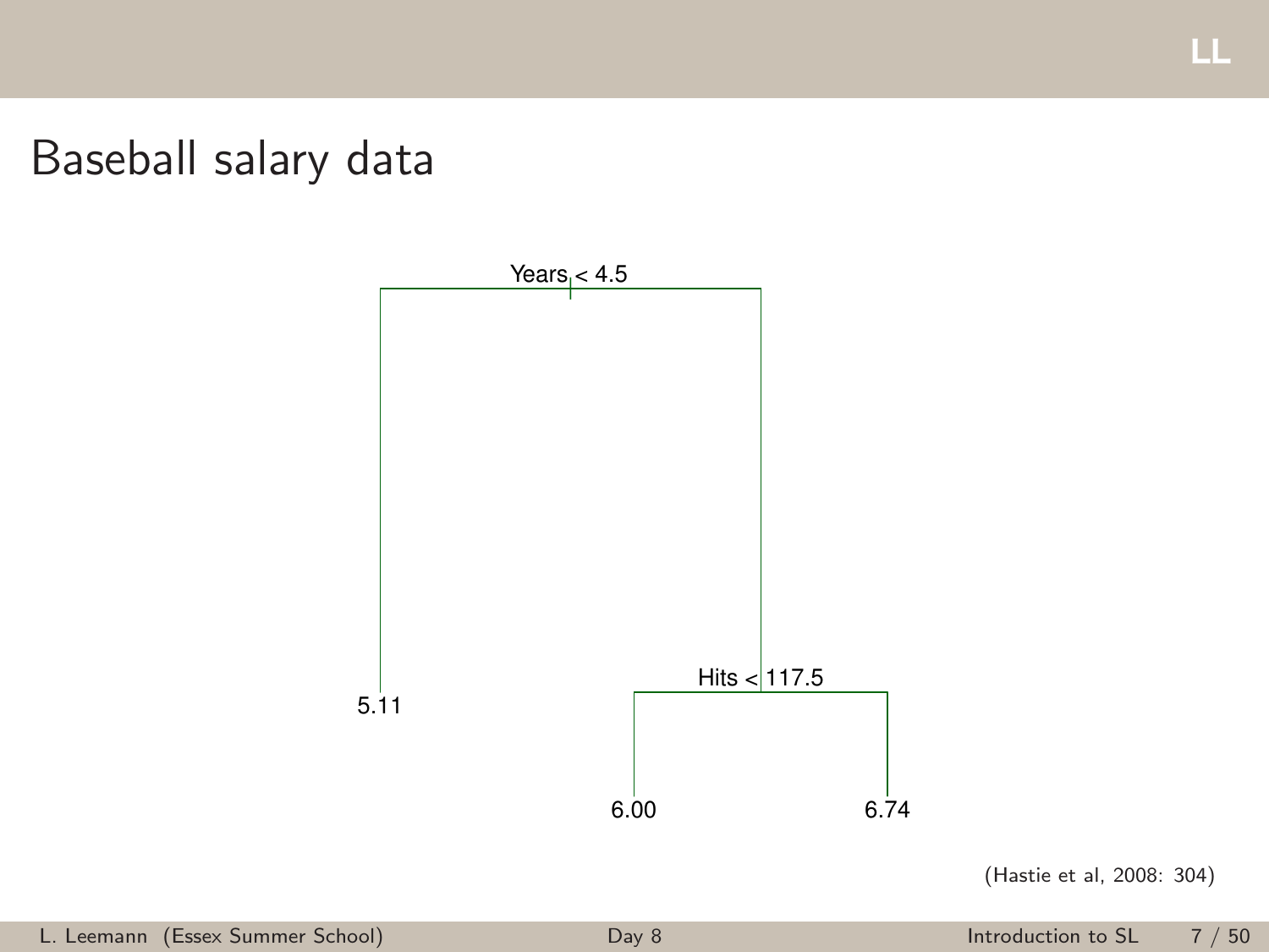# Baseball salary data

Years < 4.5

5.11

Hits < 117.5

6.00

6.74

(Hastie et al, 2008: 304)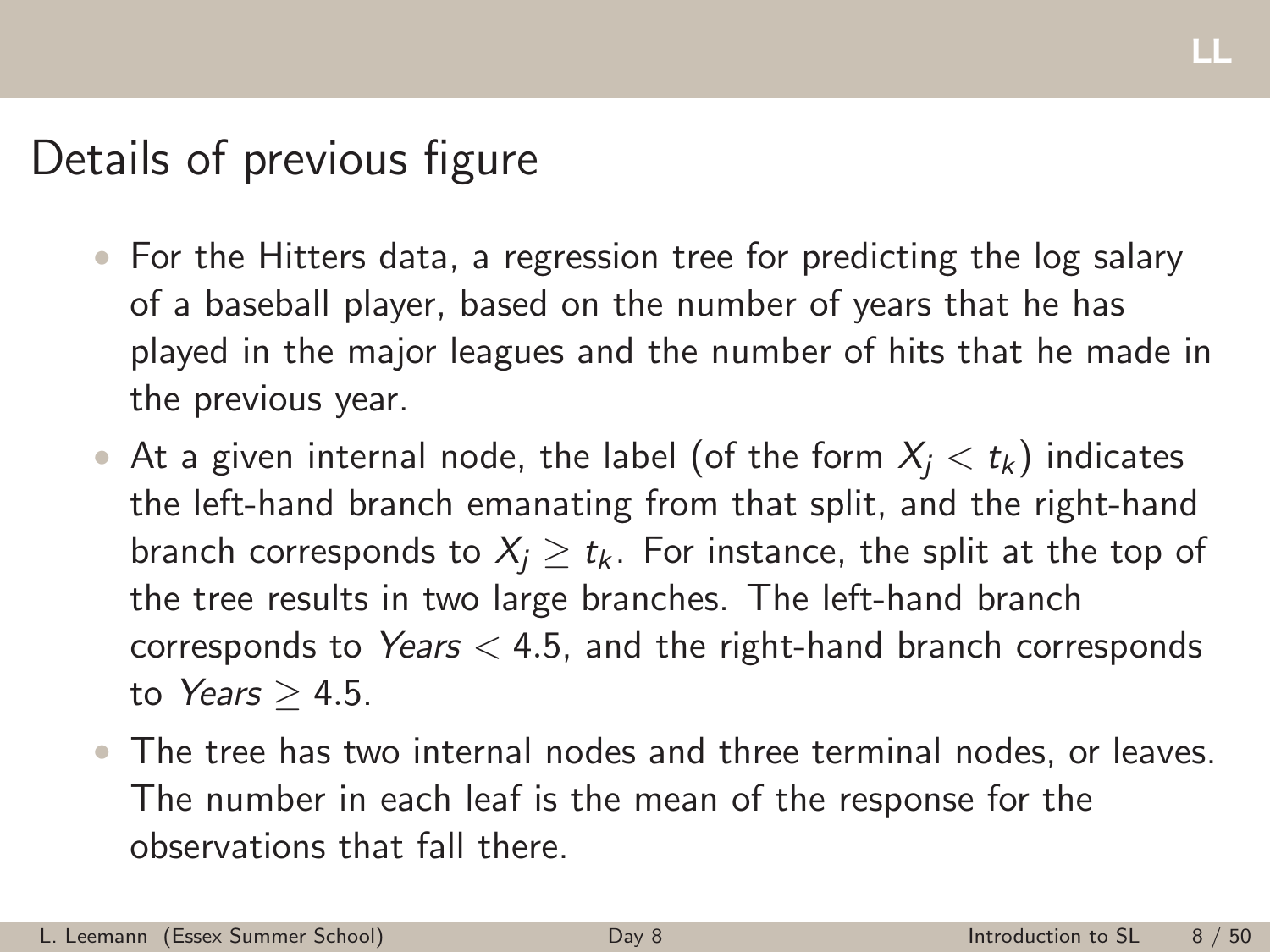# Details of previous figure

- For the Hitters data, a regression tree for predicting the log salary of a baseball player, based on the number of years that he has played in the major leagues and the number of hits that he made in the previous year.
- At a given internal node, the label (of the form $X_j < t_k$) indicates the left-hand branch emanating from that split, and the right-hand branch corresponds to $X_j \geq t_k$. For instance, the split at the top of the tree results in two large branches. The left-hand branch corresponds to $Years < 4.5$, and the right-hand branch corresponds to $Years \geq 4.5$.
- The tree has two internal nodes and three terminal nodes, or leaves. The number in each leaf is the mean of the response for the observations that fall there.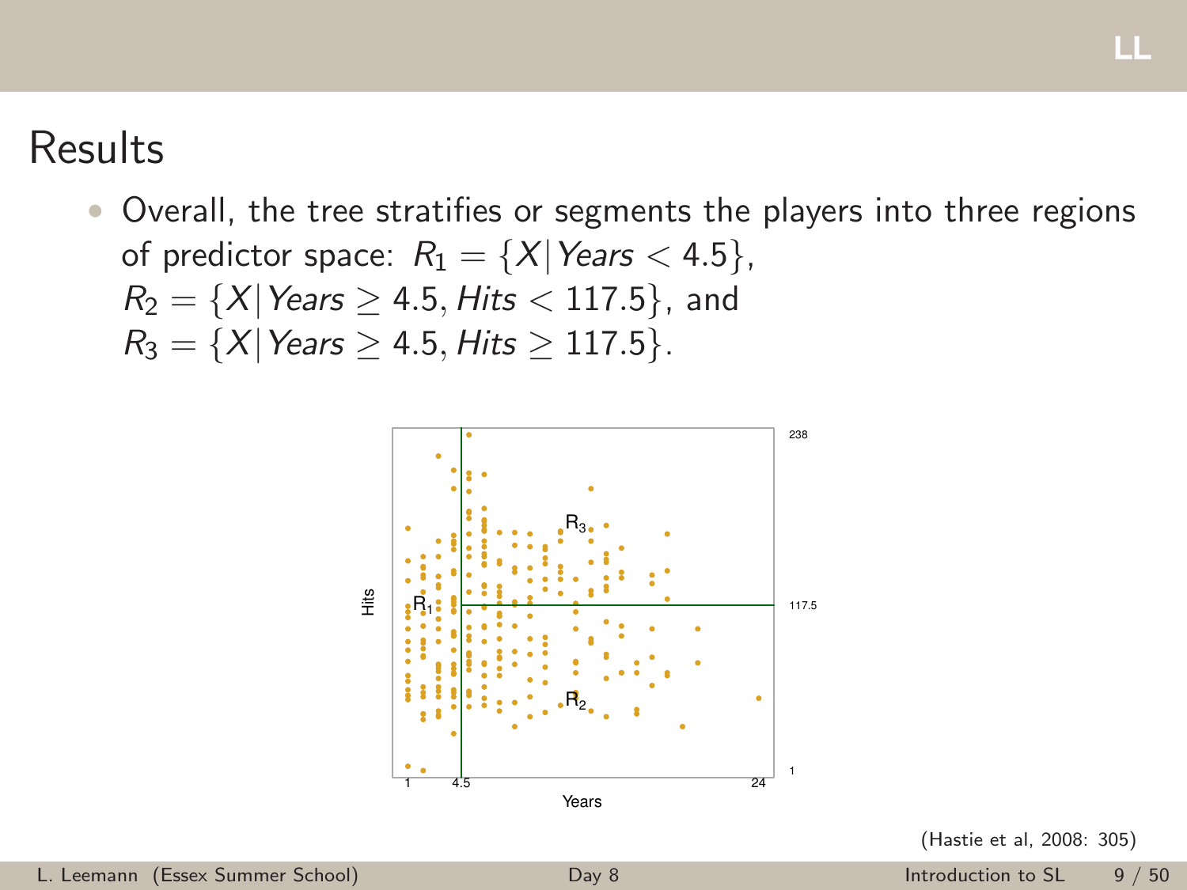# Results

- Overall, the tree stratifies or segments the players into three regions of predictor space: $R_1 = \{X|\,Years < 4.5\}$,
  $R_2 = \{X|\,Years \geq 4.5, Hits < 117.5\}$, and
  $R_3 = \{X|\,Years \geq 4.5, Hits \geq 117.5\}$.

238

117.5

1

Hits

$R_1$

$R_2$

$R_3$

1

4.5

24

Years

(Hastie et al, 2008: 305)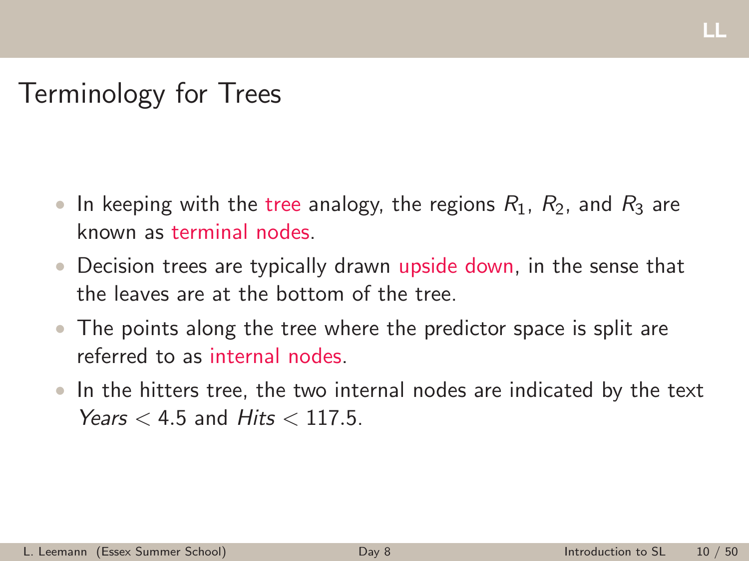# Terminology for Trees

- In keeping with the tree analogy, the regions $R_1$, $R_2$, and $R_3$ are known as terminal nodes.
- Decision trees are typically drawn upside down, in the sense that the leaves are at the bottom of the tree.
- The points along the tree where the predictor space is split are referred to as internal nodes.
- In the hitters tree, the two internal nodes are indicated by the text $\textit{Years} < 4.5$ and $\textit{Hits} < 117.5$.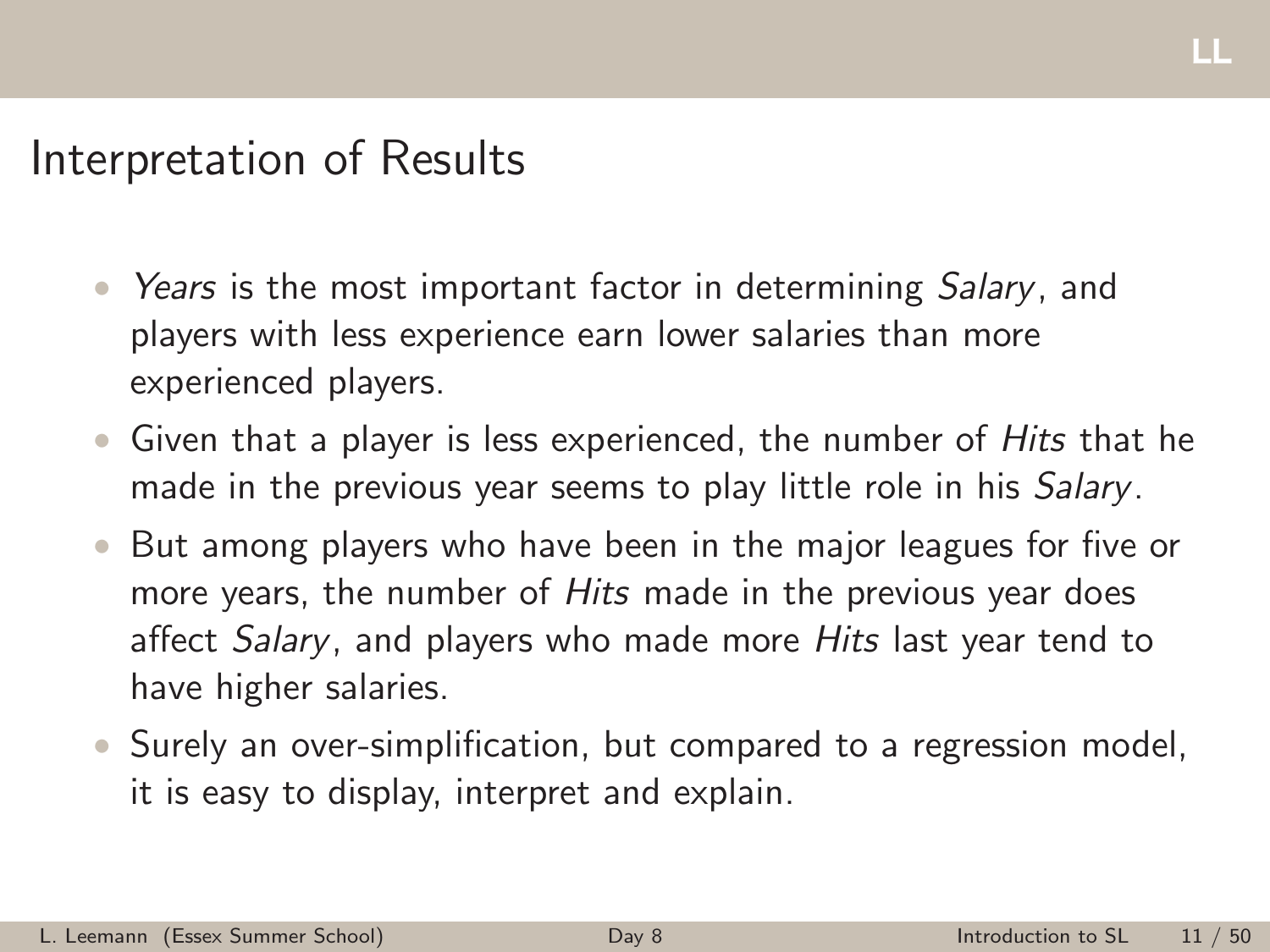# Interpretation of Results

- *Years* is the most important factor in determining *Salary*, and players with less experience earn lower salaries than more experienced players.
- Given that a player is less experienced, the number of *Hits* that he made in the previous year seems to play little role in his *Salary*.
- But among players who have been in the major leagues for five or more years, the number of *Hits* made in the previous year does affect *Salary*, and players who made more *Hits* last year tend to have higher salaries.
- Surely an over-simplification, but compared to a regression model, it is easy to display, interpret and explain.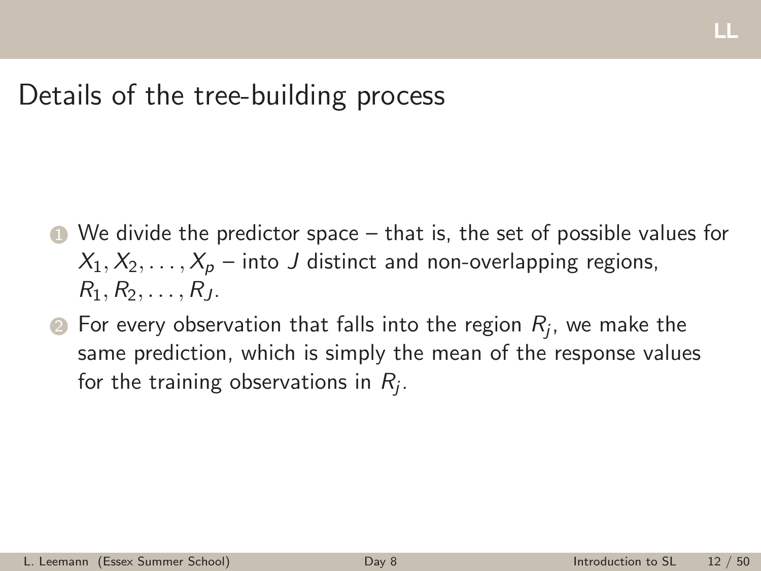# Details of the tree-building process

1. We divide the predictor space – that is, the set of possible values for $X_1, X_2, \ldots, X_p$ – into $J$ distinct and non-overlapping regions, $R_1, R_2, \ldots, R_J$.
2. For every observation that falls into the region $R_j$, we make the same prediction, which is simply the mean of the response values for the training observations in $R_j$.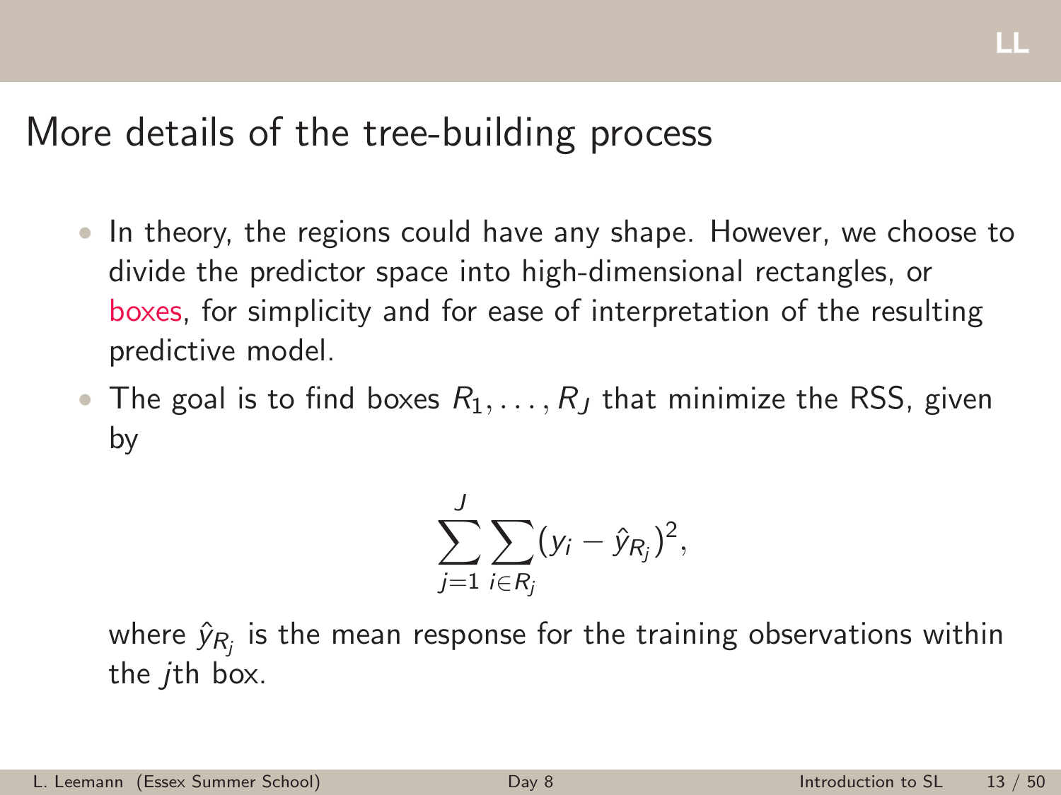# More details of the tree-building process

- In theory, the regions could have any shape. However, we choose to divide the predictor space into high-dimensional rectangles, or boxes, for simplicity and for ease of interpretation of the resulting predictive model.
- The goal is to find boxes $R_1, \ldots, R_J$ that minimize the RSS, given by

$$\sum_{j=1}^{J} \sum_{i \in R_j} (y_i - \hat{y}_{R_j})^2,$$

  where $\hat{y}_{R_j}$ is the mean response for the training observations within the $j$th box.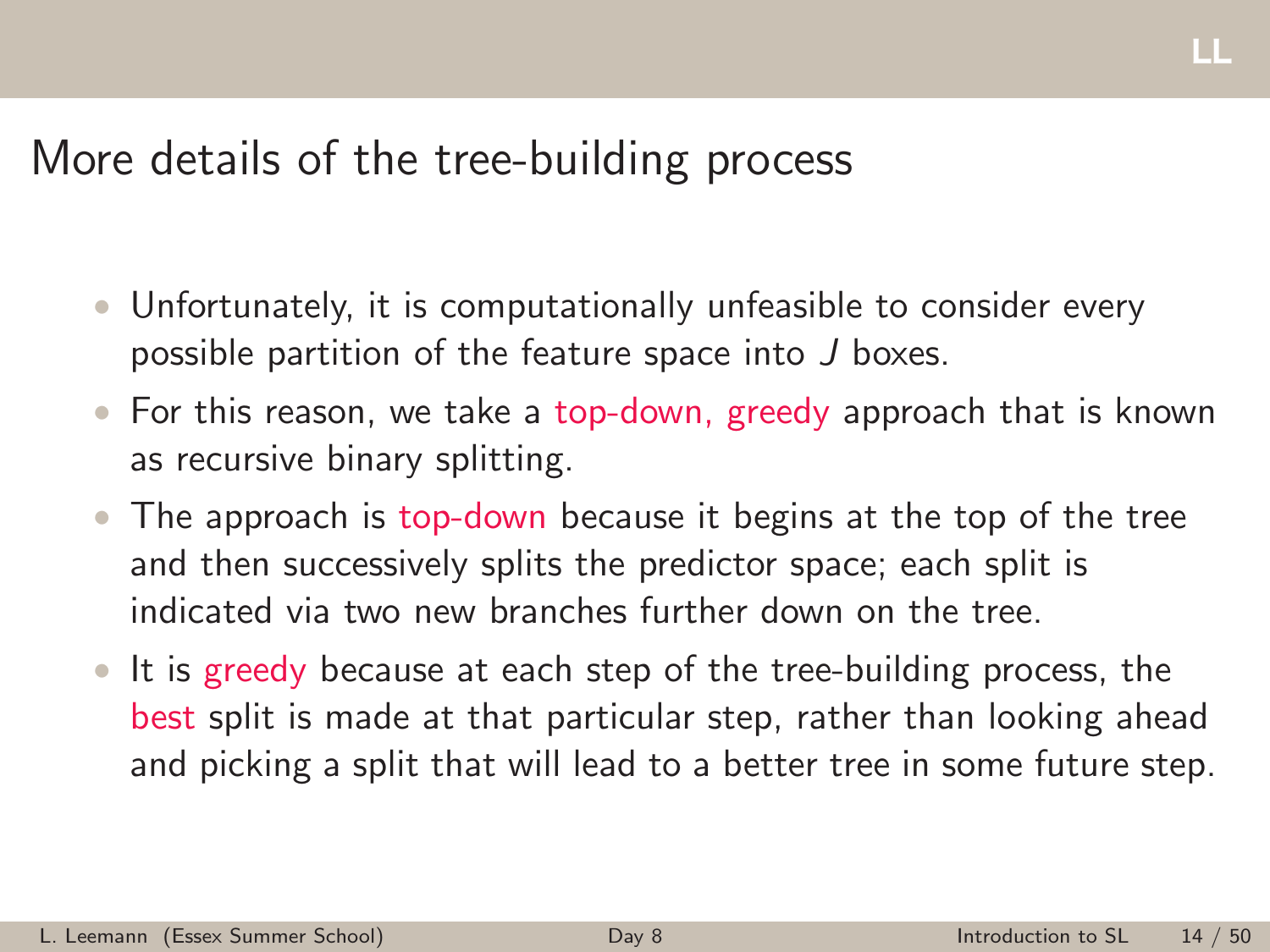# More details of the tree-building process

- Unfortunately, it is computationally unfeasible to consider every possible partition of the feature space into $J$ boxes.
- For this reason, we take a top-down, greedy approach that is known as recursive binary splitting.
- The approach is top-down because it begins at the top of the tree and then successively splits the predictor space; each split is indicated via two new branches further down on the tree.
- It is greedy because at each step of the tree-building process, the best split is made at that particular step, rather than looking ahead and picking a split that will lead to a better tree in some future step.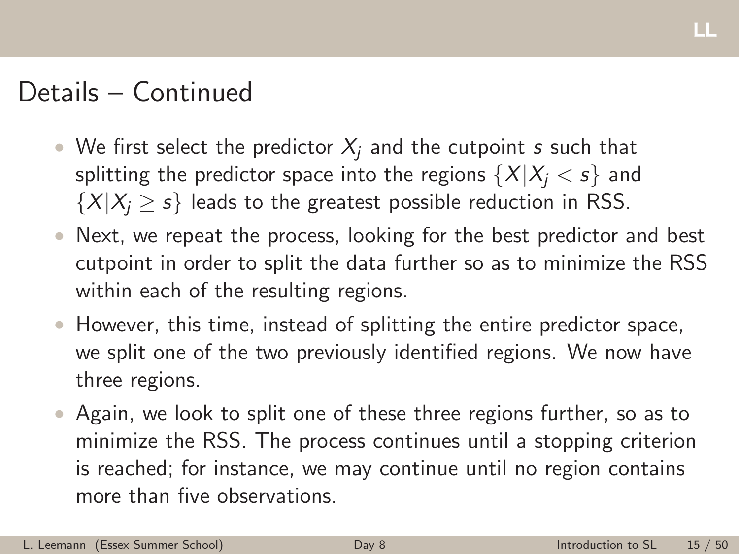## Details – Continued

- We first select the predictor $X_j$ and the cutpoint $s$ such that splitting the predictor space into the regions $\{X|X_j < s\}$ and $\{X|X_j \geq s\}$ leads to the greatest possible reduction in RSS.
- Next, we repeat the process, looking for the best predictor and best cutpoint in order to split the data further so as to minimize the RSS within each of the resulting regions.
- However, this time, instead of splitting the entire predictor space, we split one of the two previously identified regions. We now have three regions.
- Again, we look to split one of these three regions further, so as to minimize the RSS. The process continues until a stopping criterion is reached; for instance, we may continue until no region contains more than five observations.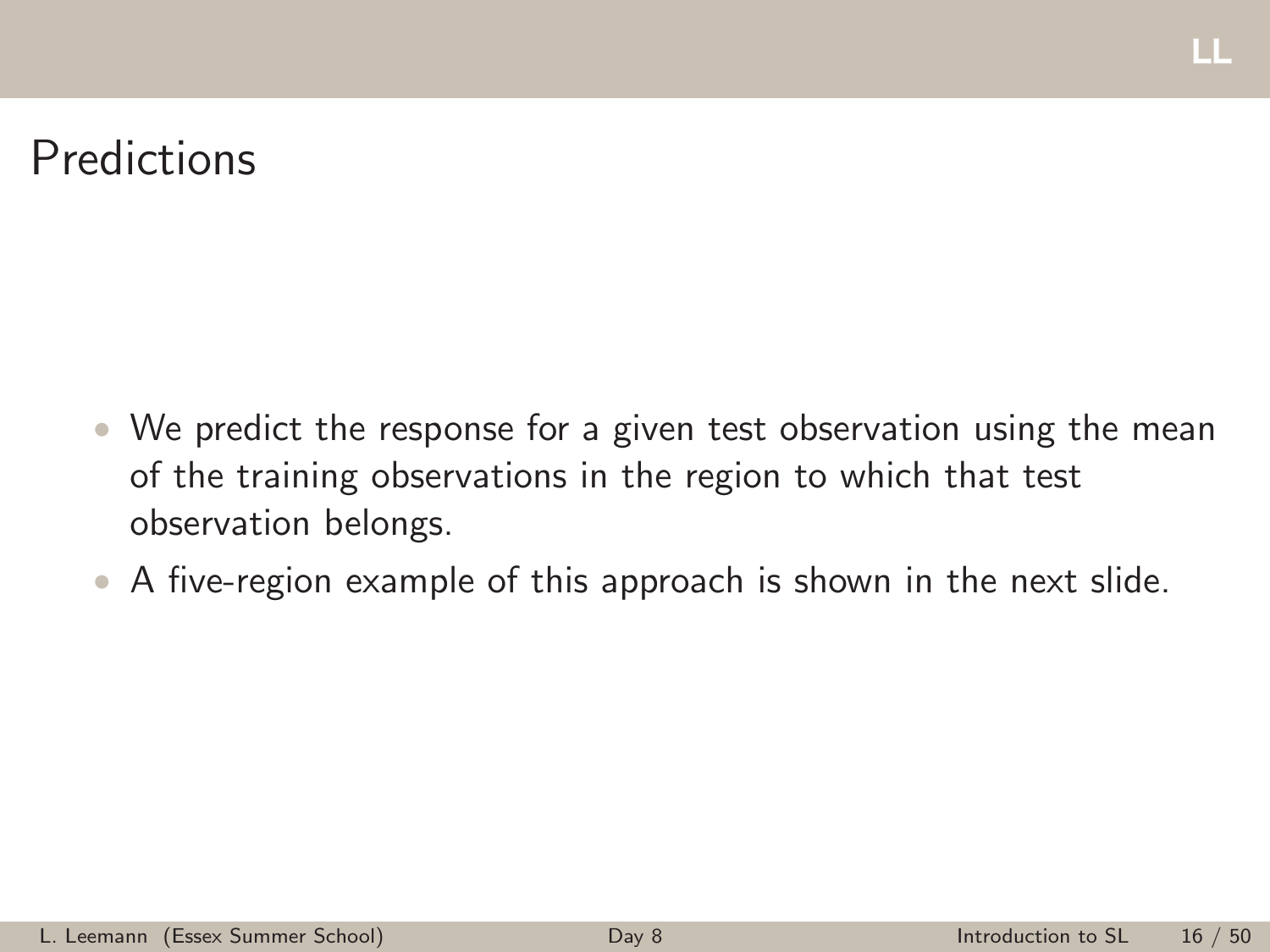# Predictions

- We predict the response for a given test observation using the mean of the training observations in the region to which that test observation belongs.
- A five-region example of this approach is shown in the next slide.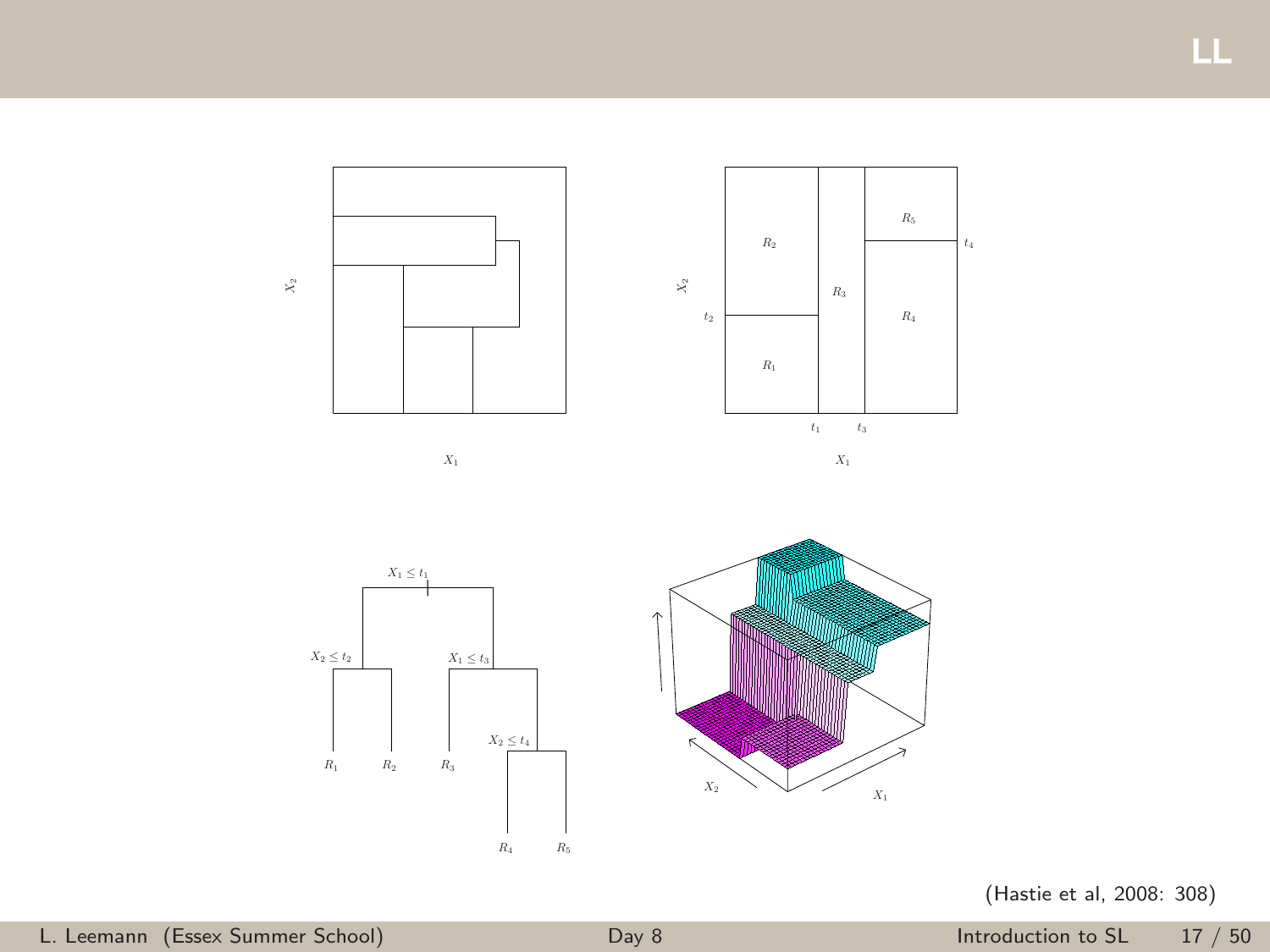$X_2$

$X_1$

$R_2$

$R_5$

$t_4$

$X_2$

$R_3$

$t_2$

$R_4$

$R_1$

$t_1$ $t_3$

$X_1$

$X_1 \leq t_1$

$X_2 \leq t_2$

$X_1 \leq t_3$

$X_2 \leq t_4$

$R_1$ $R_2$ $R_3$

$R_4$ $R_5$

$X_2$

$X_1$

(Hastie et al, 2008: 308)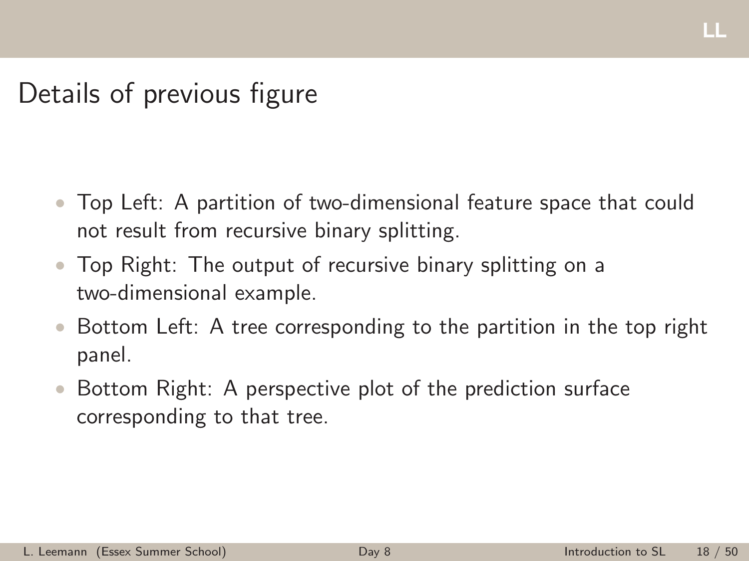# Details of previous figure

- Top Left: A partition of two-dimensional feature space that could not result from recursive binary splitting.
- Top Right: The output of recursive binary splitting on a two-dimensional example.
- Bottom Left: A tree corresponding to the partition in the top right panel.
- Bottom Right: A perspective plot of the prediction surface corresponding to that tree.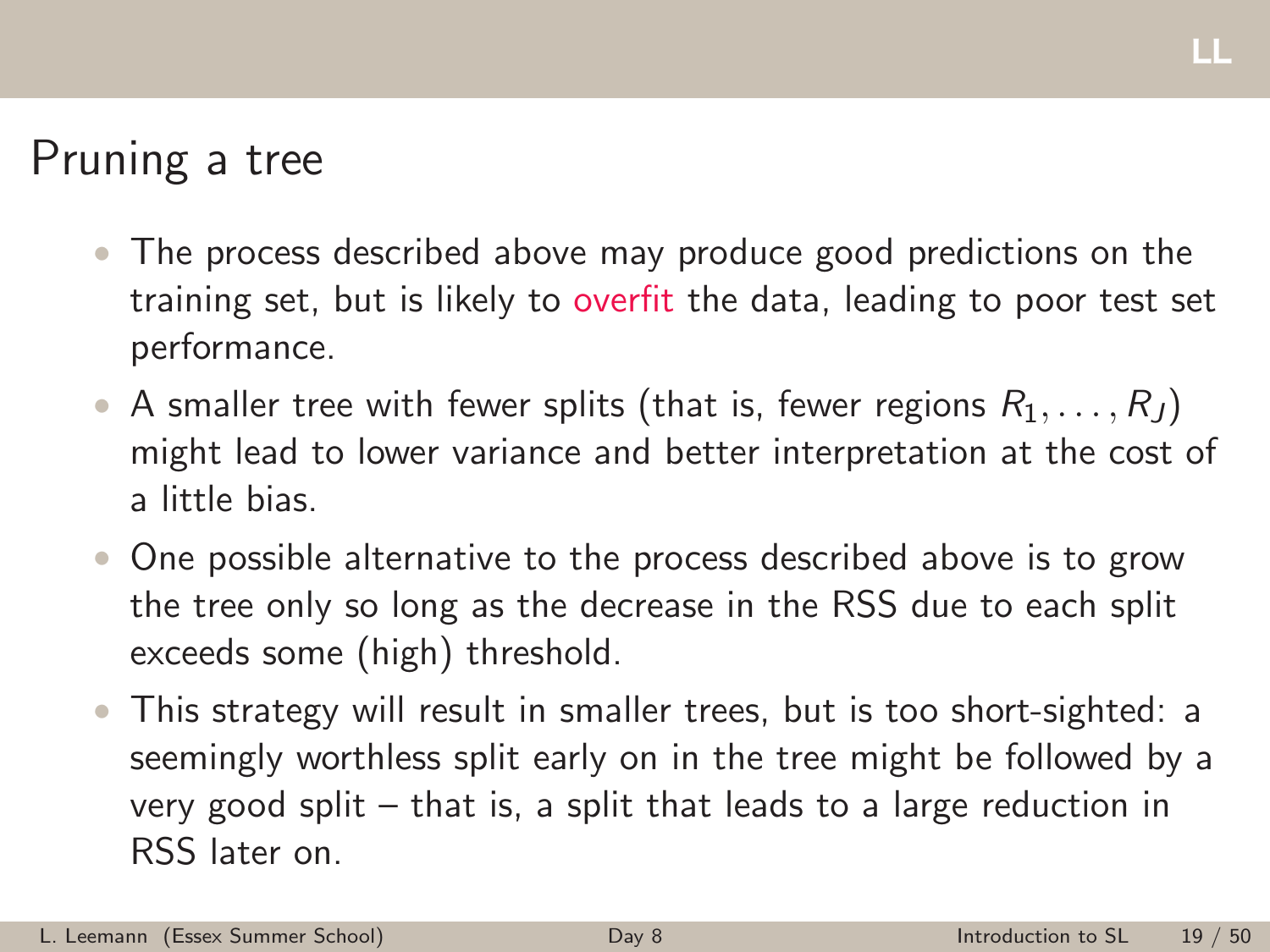# Pruning a tree

- The process described above may produce good predictions on the training set, but is likely to overfit the data, leading to poor test set performance.
- A smaller tree with fewer splits (that is, fewer regions $R_1, \ldots, R_J$) might lead to lower variance and better interpretation at the cost of a little bias.
- One possible alternative to the process described above is to grow the tree only so long as the decrease in the RSS due to each split exceeds some (high) threshold.
- This strategy will result in smaller trees, but is too short-sighted: a seemingly worthless split early on in the tree might be followed by a very good split – that is, a split that leads to a large reduction in RSS later on.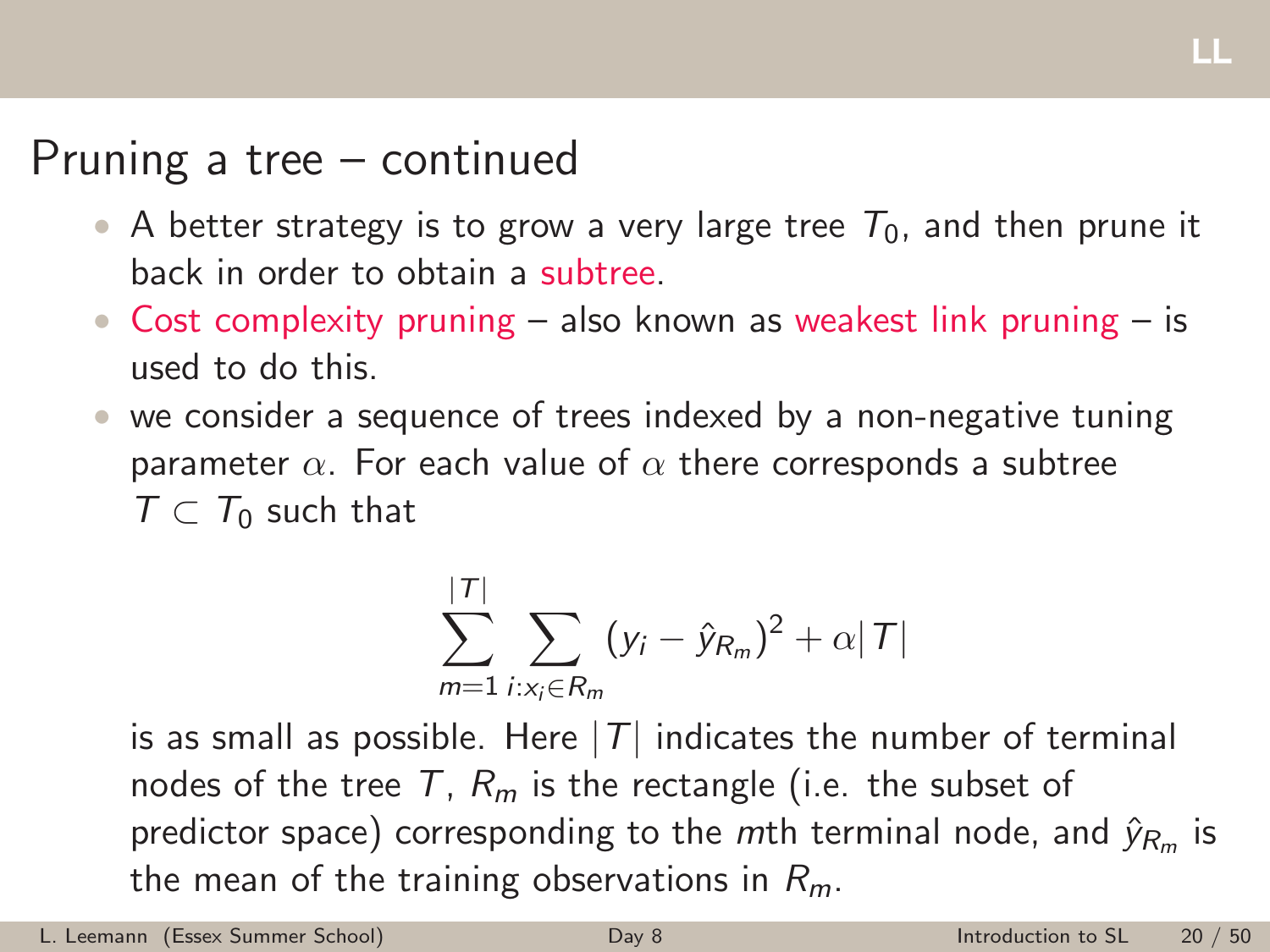## Pruning a tree – continued

- A better strategy is to grow a very large tree $T_0$, and then prune it back in order to obtain a subtree.
- Cost complexity pruning – also known as weakest link pruning – is used to do this.
- we consider a sequence of trees indexed by a non-negative tuning parameter $\alpha$. For each value of $\alpha$ there corresponds a subtree $T \subset T_0$ such that

$$\sum_{m=1}^{|T|} \sum_{i: x_i \in R_m} (y_i - \hat{y}_{R_m})^2 + \alpha |T|$$

  is as small as possible. Here $|T|$ indicates the number of terminal nodes of the tree $T$, $R_m$ is the rectangle (i.e. the subset of predictor space) corresponding to the $m$th terminal node, and $\hat{y}_{R_m}$ is the mean of the training observations in $R_m$.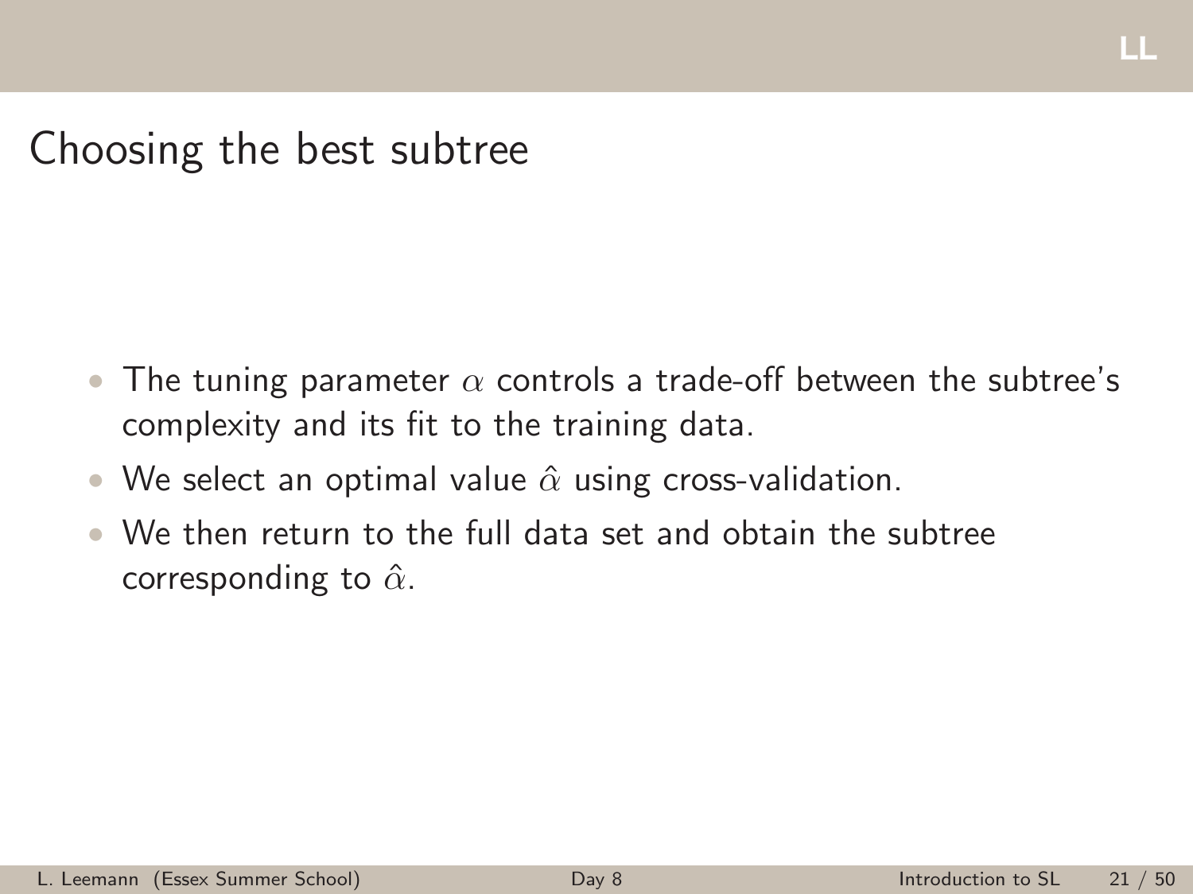# Choosing the best subtree

- The tuning parameter $\alpha$ controls a trade-off between the subtree's complexity and its fit to the training data.
- We select an optimal value $\hat{\alpha}$ using cross-validation.
- We then return to the full data set and obtain the subtree corresponding to $\hat{\alpha}$.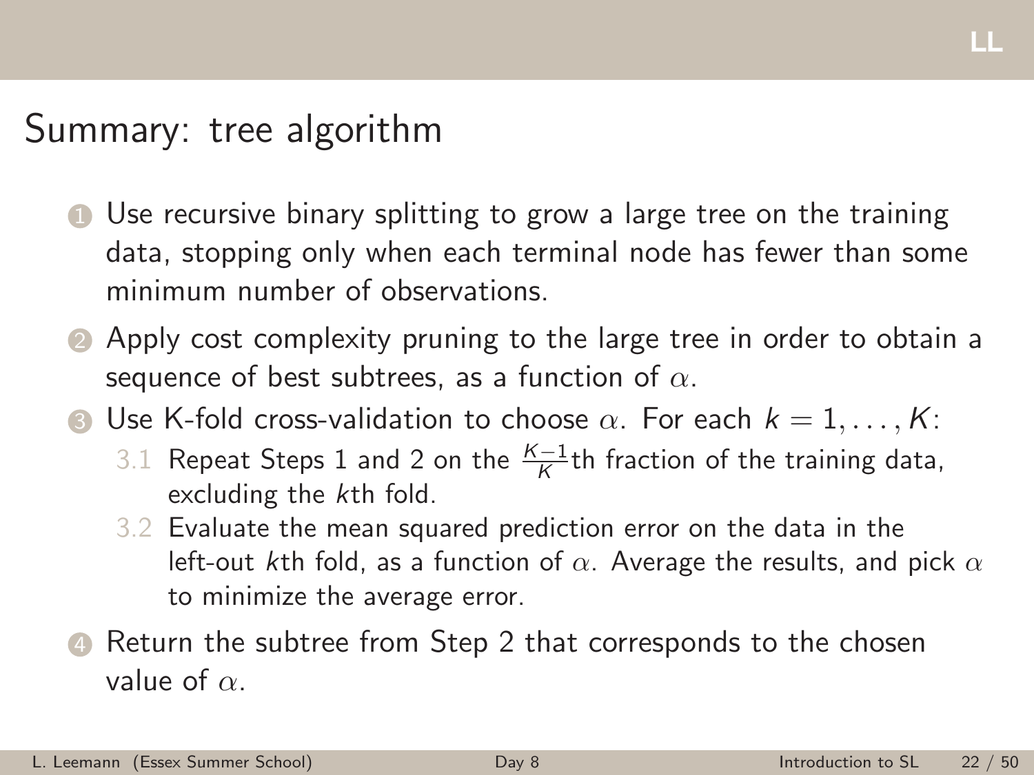# Summary: tree algorithm

1. Use recursive binary splitting to grow a large tree on the training data, stopping only when each terminal node has fewer than some minimum number of observations.
2. Apply cost complexity pruning to the large tree in order to obtain a sequence of best subtrees, as a function of $\alpha$.
3. Use K-fold cross-validation to choose $\alpha$. For each $k = 1, \ldots, K$:
   - 3.1 Repeat Steps 1 and 2 on the $\frac{K-1}{K}$th fraction of the training data, excluding the $k$th fold.
   - 3.2 Evaluate the mean squared prediction error on the data in the left-out $k$th fold, as a function of $\alpha$. Average the results, and pick $\alpha$ to minimize the average error.
4. Return the subtree from Step 2 that corresponds to the chosen value of $\alpha$.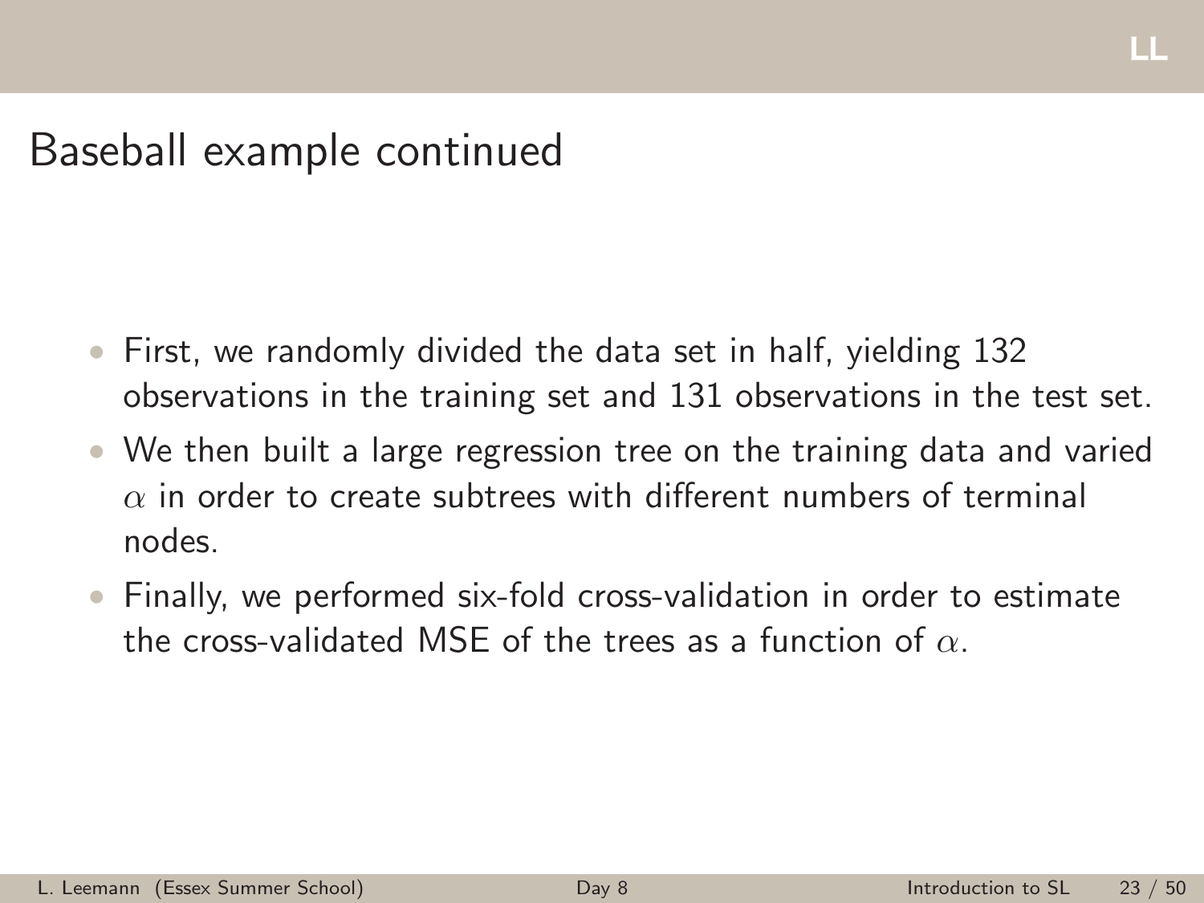# Baseball example continued

- First, we randomly divided the data set in half, yielding 132 observations in the training set and 131 observations in the test set.
- We then built a large regression tree on the training data and varied $\alpha$ in order to create subtrees with different numbers of terminal nodes.
- Finally, we performed six-fold cross-validation in order to estimate the cross-validated MSE of the trees as a function of $\alpha$.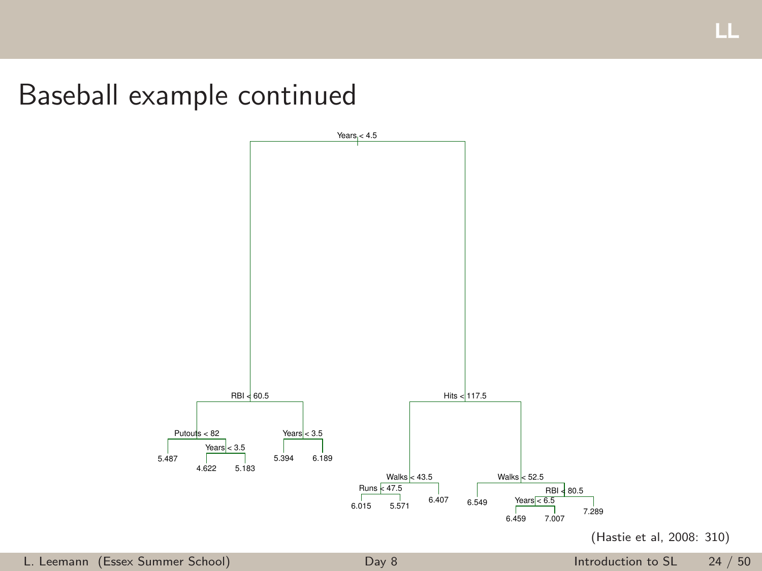# Baseball example continued

Years < 4.5

RBI < 60.5

Hits < 117.5

Putouts < 82

Years < 3.5

Years < 3.5

5.487

4.622

5.183

5.394

6.189

Walks < 43.5

Walks < 52.5

Runs < 47.5

6.015

5.571

6.407

6.549

RBI < 80.5

Years < 6.5

6.459

7.007

7.289

(Hastie et al, 2008: 310)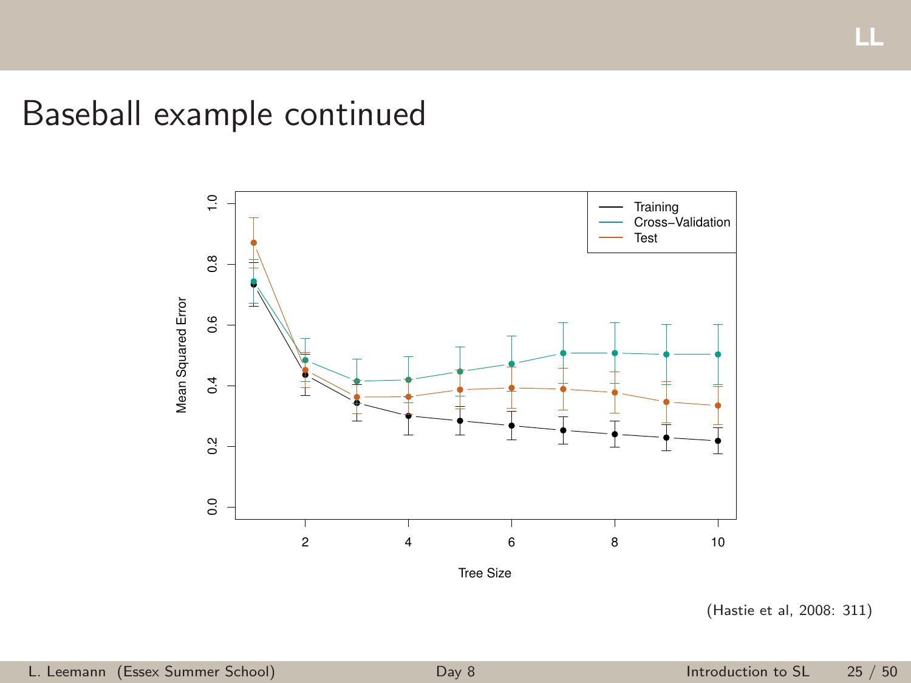# Baseball example continued

1.0
0.8
0.6
0.4
0.2
0.0

Mean Squared Error

2
4
6
8
10

Tree Size

Training
Cross−Validation
Test

(Hastie et al, 2008: 311)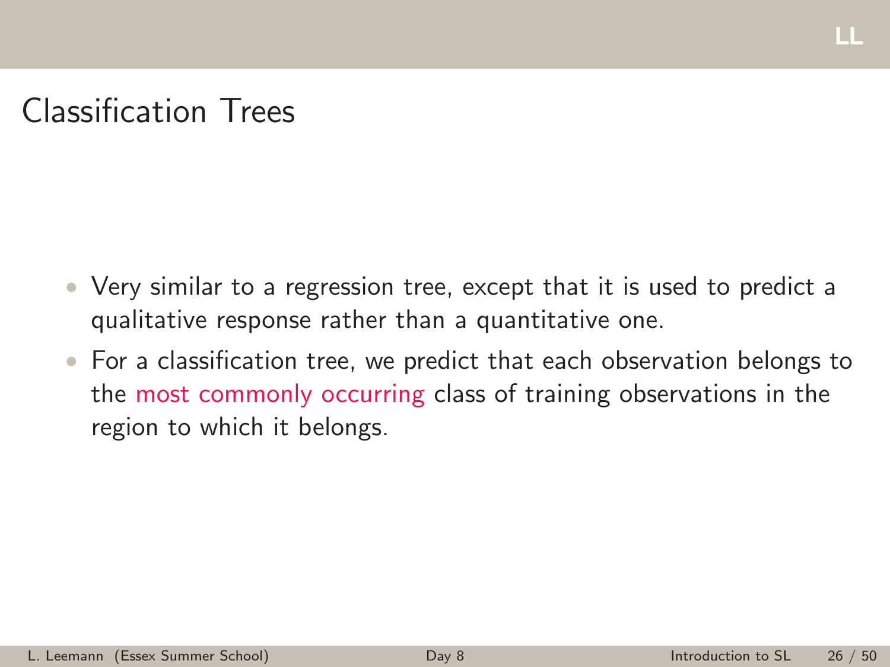# Classification Trees

- Very similar to a regression tree, except that it is used to predict a qualitative response rather than a quantitative one.
- For a classification tree, we predict that each observation belongs to the most commonly occurring class of training observations in the region to which it belongs.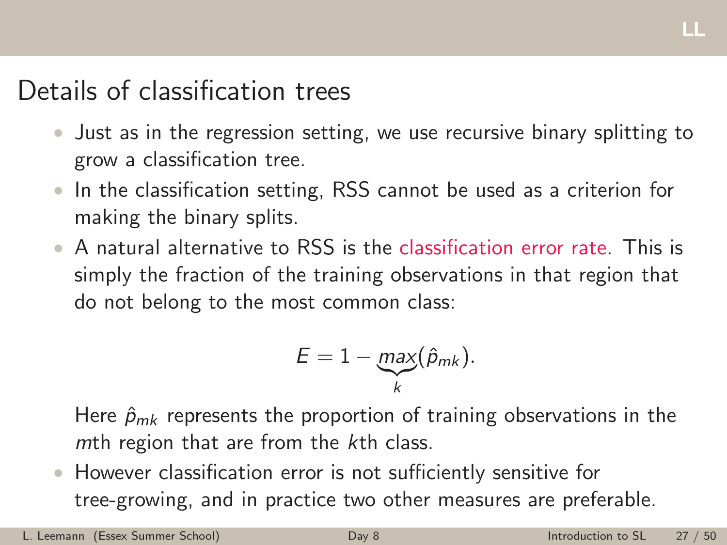# Details of classification trees

- Just as in the regression setting, we use recursive binary splitting to grow a classification tree.
- In the classification setting, RSS cannot be used as a criterion for making the binary splits.
- A natural alternative to RSS is the classification error rate. This is simply the fraction of the training observations in that region that do not belong to the most common class:

$$E = 1 - \underbrace{max}_{k}(\hat{p}_{mk}).$$

  Here $\hat{p}_{mk}$ represents the proportion of training observations in the $m$th region that are from the $k$th class.
- However classification error is not sufficiently sensitive for tree-growing, and in practice two other measures are preferable.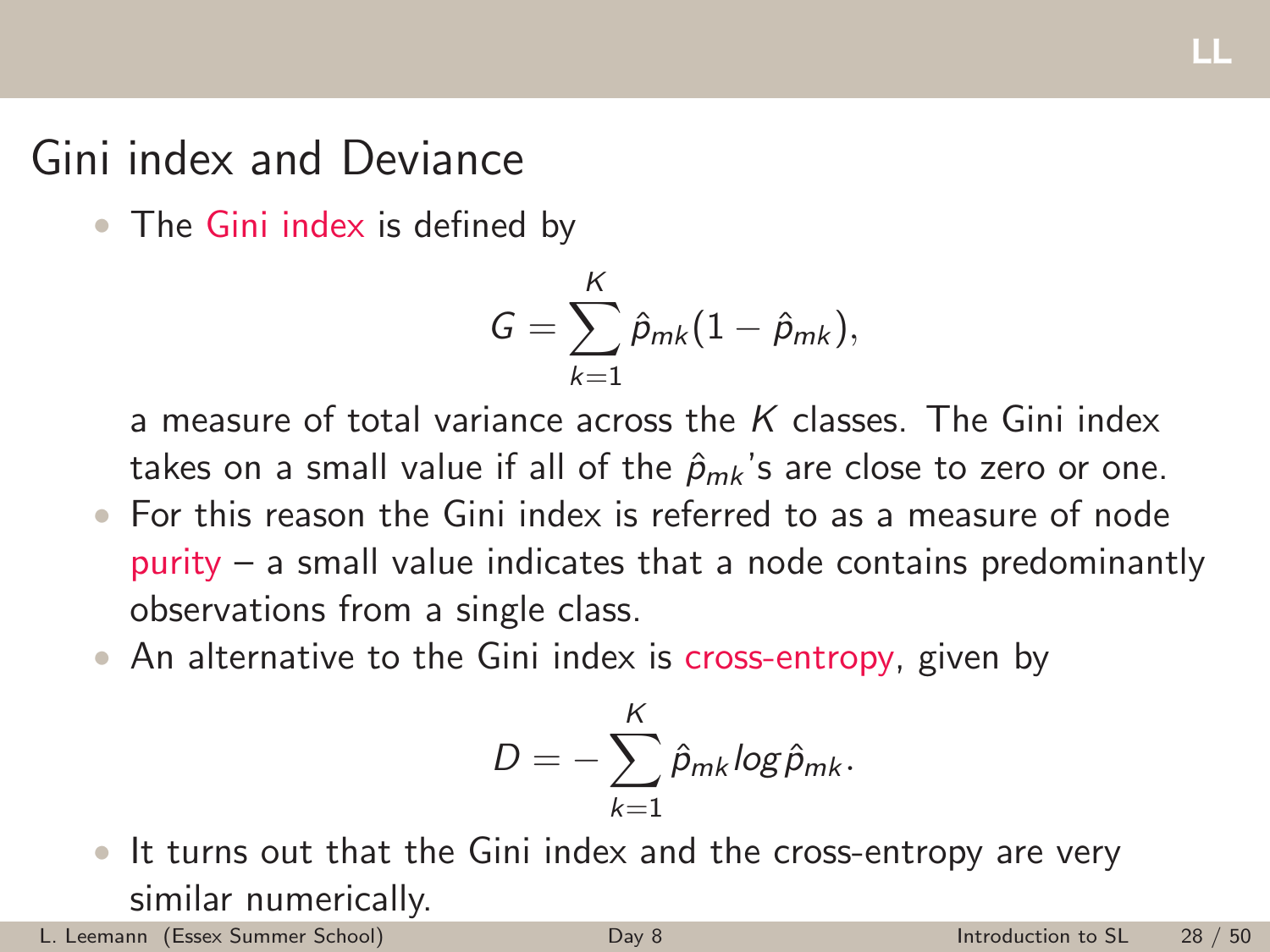# Gini index and Deviance

- The Gini index is defined by

$$G = \sum_{k=1}^{K} \hat{p}_{mk}(1 - \hat{p}_{mk}),$$

  a measure of total variance across the $K$ classes. The Gini index takes on a small value if all of the $\hat{p}_{mk}$'s are close to zero or one.
- For this reason the Gini index is referred to as a measure of node purity – a small value indicates that a node contains predominantly observations from a single class.
- An alternative to the Gini index is cross-entropy, given by

$$D = -\sum_{k=1}^{K} \hat{p}_{mk} log \, \hat{p}_{mk}.$$

- It turns out that the Gini index and the cross-entropy are very similar numerically.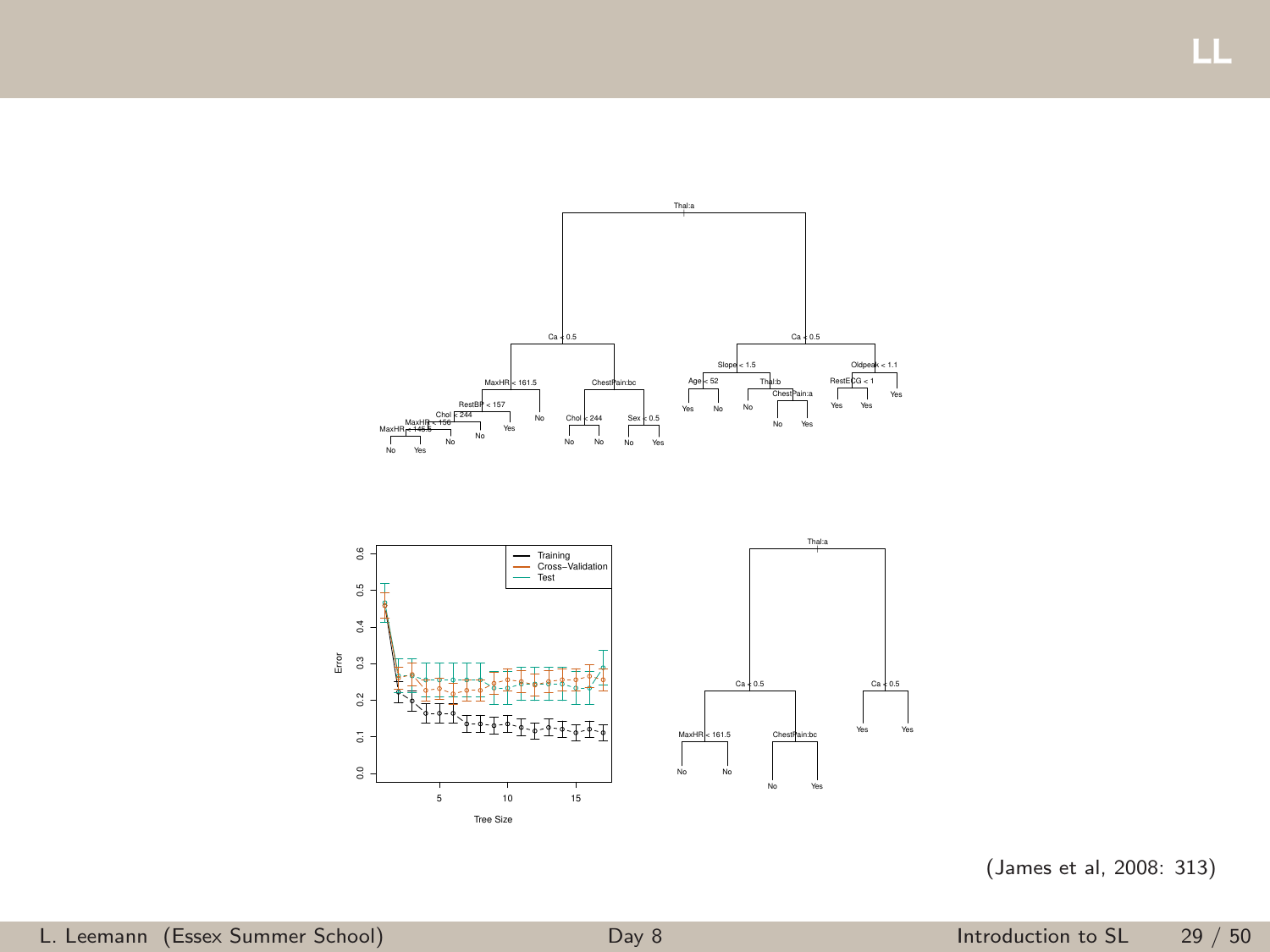Thal:a

Ca < 0.5

Ca < 0.5

MaxHR < 161.5

ChestPain:bc

Slope < 1.5

Oldpeak < 1.1

RestBP < 157

Chol < 244

Sex < 0.5

Age < 52

Thal:b

RestECG < 1

Chol < 244

MaxHR < 156

MaxHR < 145.5

ChestPain:a

No Yes No No Yes No No No No Yes Yes No No No Yes Yes Yes Yes

Training

Cross−Validation

Test

Error

0.0 0.1 0.2 0.3 0.4 0.5 0.6

5 10 15

Tree Size

Thal:a

Ca < 0.5

Ca < 0.5

MaxHR < 161.5

ChestPain:bc

No No No Yes Yes Yes

(James et al, 2008: 313)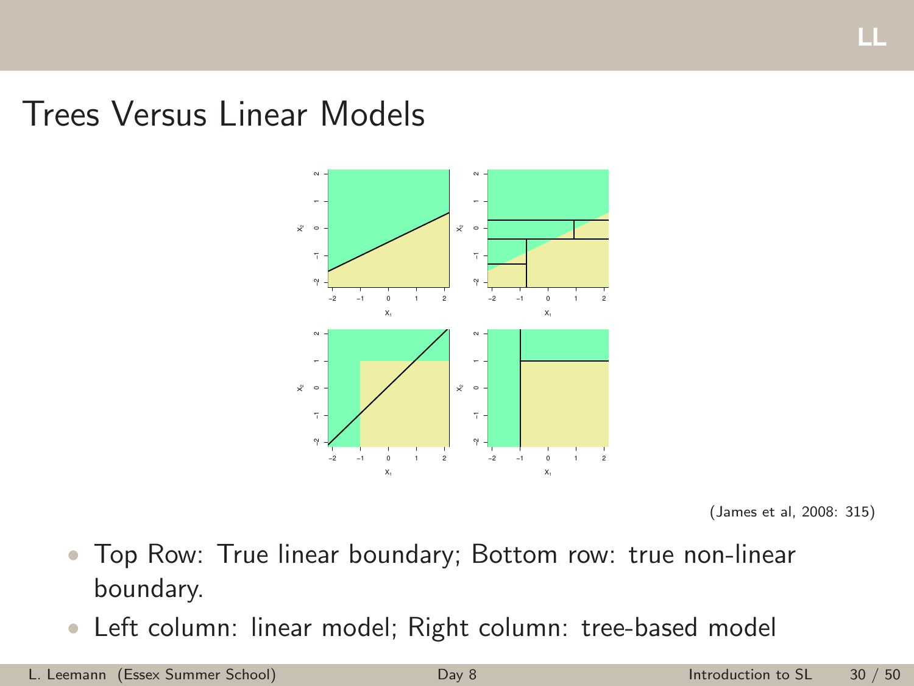# Trees Versus Linear Models

2
1
0
−1
−2
$X_2$
−2 −1 0 1 2
$X_1$

2
1
0
−1
−2
$X_2$
−2 −1 0 1 2
$X_1$

2
1
0
−1
−2
$X_2$
−2 −1 0 1 2
$X_1$

2
1
0
−1
−2
$X_2$
−2 −1 0 1 2
$X_1$

(James et al, 2008: 315)

- Top Row: True linear boundary; Bottom row: true non-linear boundary.
- Left column: linear model; Right column: tree-based model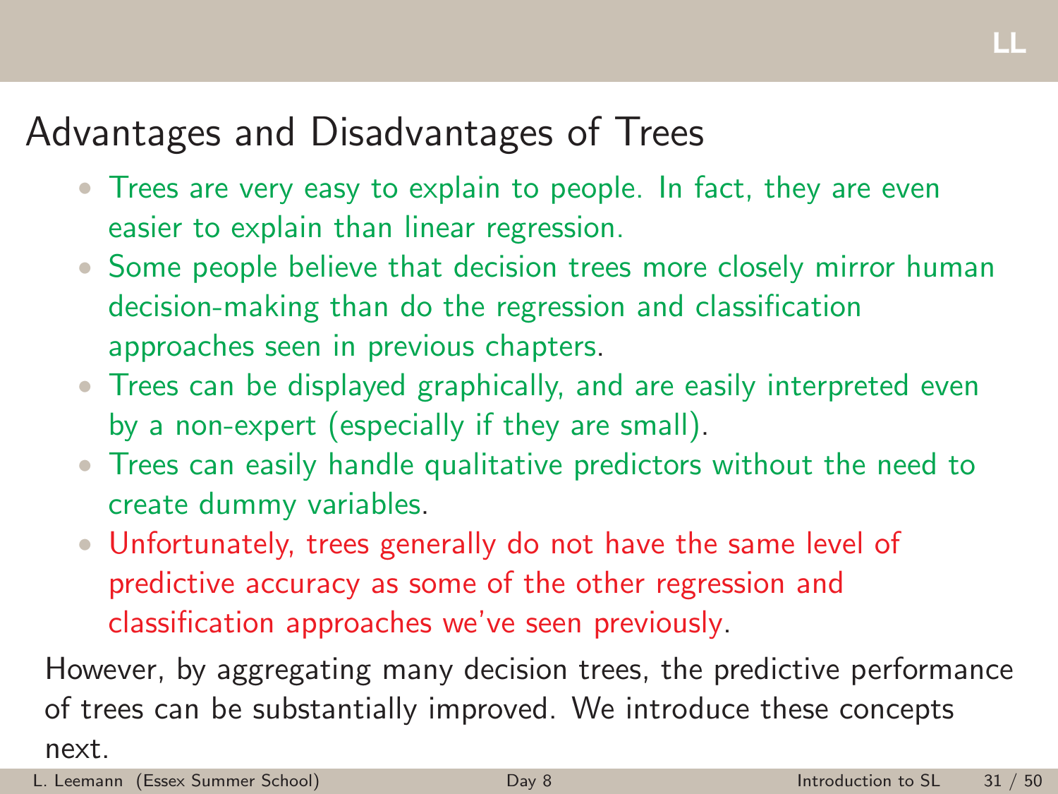## Advantages and Disadvantages of Trees

- Trees are very easy to explain to people. In fact, they are even easier to explain than linear regression.
- Some people believe that decision trees more closely mirror human decision-making than do the regression and classification approaches seen in previous chapters.
- Trees can be displayed graphically, and are easily interpreted even by a non-expert (especially if they are small).
- Trees can easily handle qualitative predictors without the need to create dummy variables.
- Unfortunately, trees generally do not have the same level of predictive accuracy as some of the other regression and classification approaches we've seen previously.

However, by aggregating many decision trees, the predictive performance of trees can be substantially improved. We introduce these concepts next.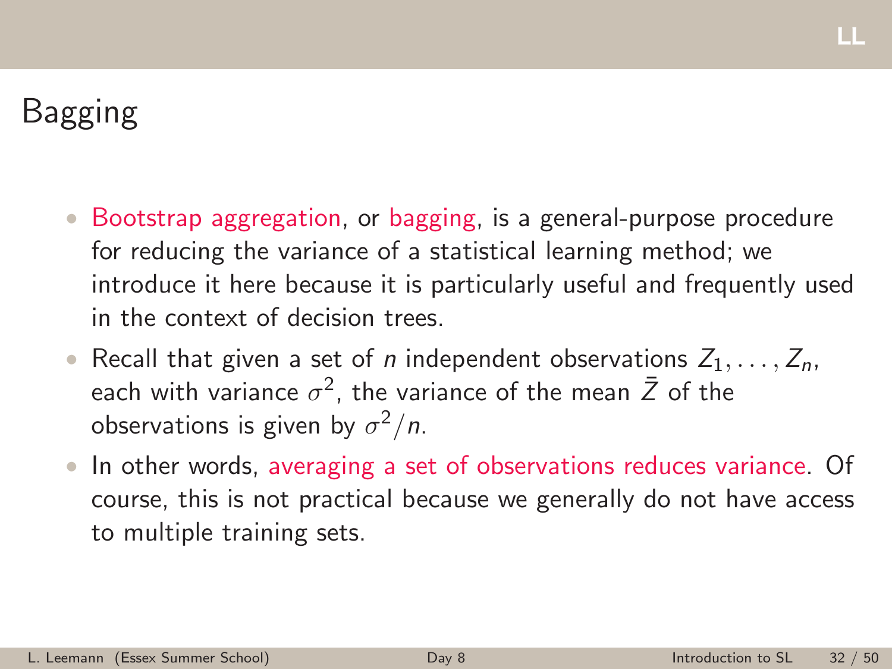# Bagging

- Bootstrap aggregation, or bagging, is a general-purpose procedure for reducing the variance of a statistical learning method; we introduce it here because it is particularly useful and frequently used in the context of decision trees.
- Recall that given a set of $n$ independent observations $Z_1, \ldots, Z_n$, each with variance $\sigma^2$, the variance of the mean $\bar{Z}$ of the observations is given by $\sigma^2/n$.
- In other words, averaging a set of observations reduces variance. Of course, this is not practical because we generally do not have access to multiple training sets.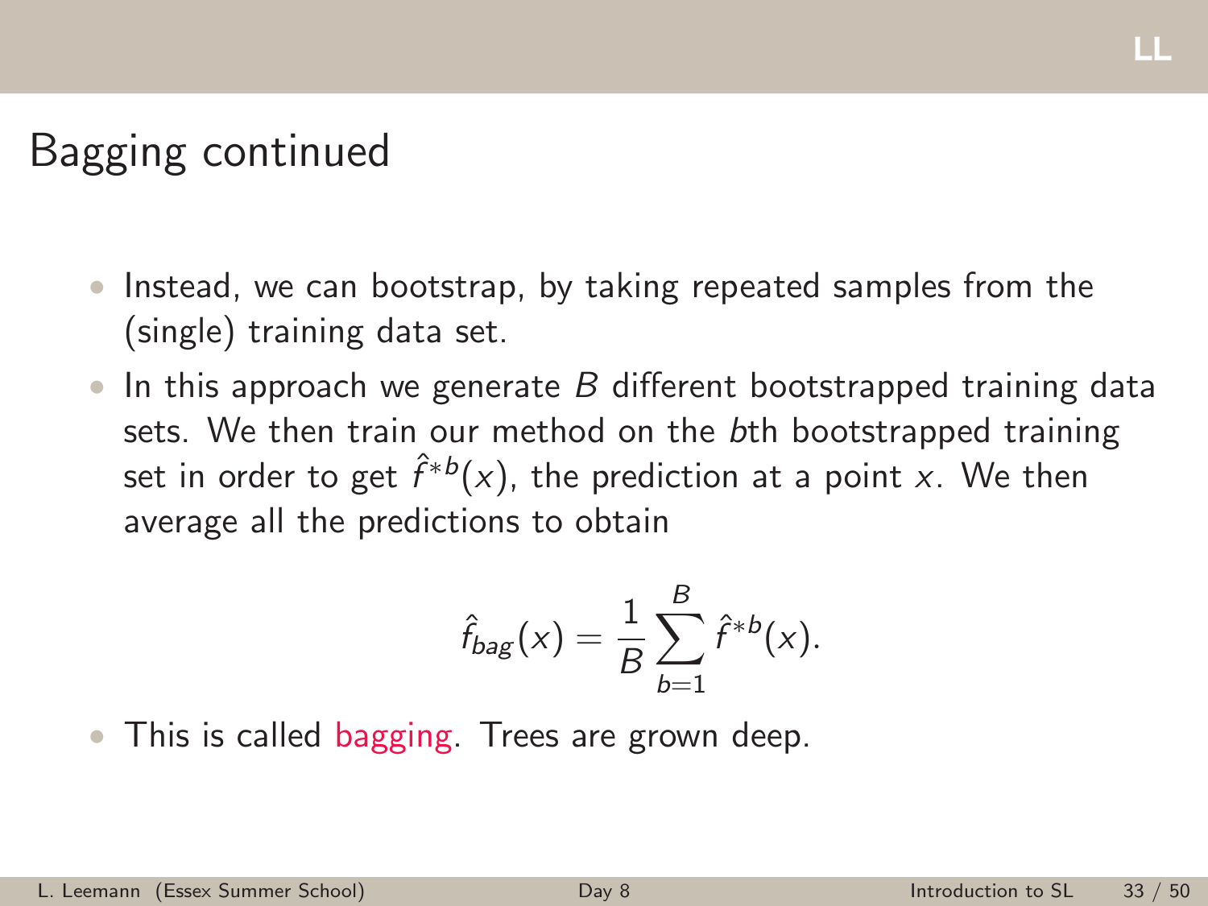# Bagging continued

- Instead, we can bootstrap, by taking repeated samples from the (single) training data set.
- In this approach we generate $B$ different bootstrapped training data sets. We then train our method on the $b$th bootstrapped training set in order to get $\hat{f}^{*b}(x)$, the prediction at a point $x$. We then average all the predictions to obtain

$$\hat{f}_{bag}(x) = \frac{1}{B} \sum_{b=1}^{B} \hat{f}^{*b}(x).$$

- This is called bagging. Trees are grown deep.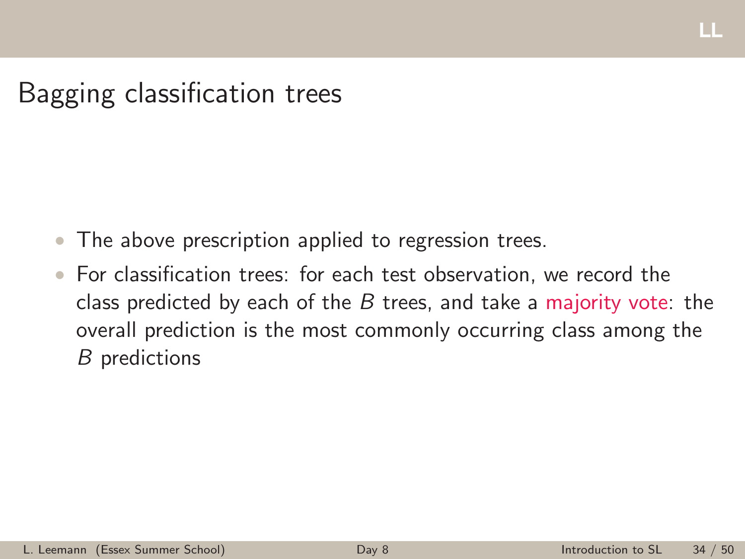# Bagging classification trees

- The above prescription applied to regression trees.
- For classification trees: for each test observation, we record the class predicted by each of the $B$ trees, and take a majority vote: the overall prediction is the most commonly occurring class among the $B$ predictions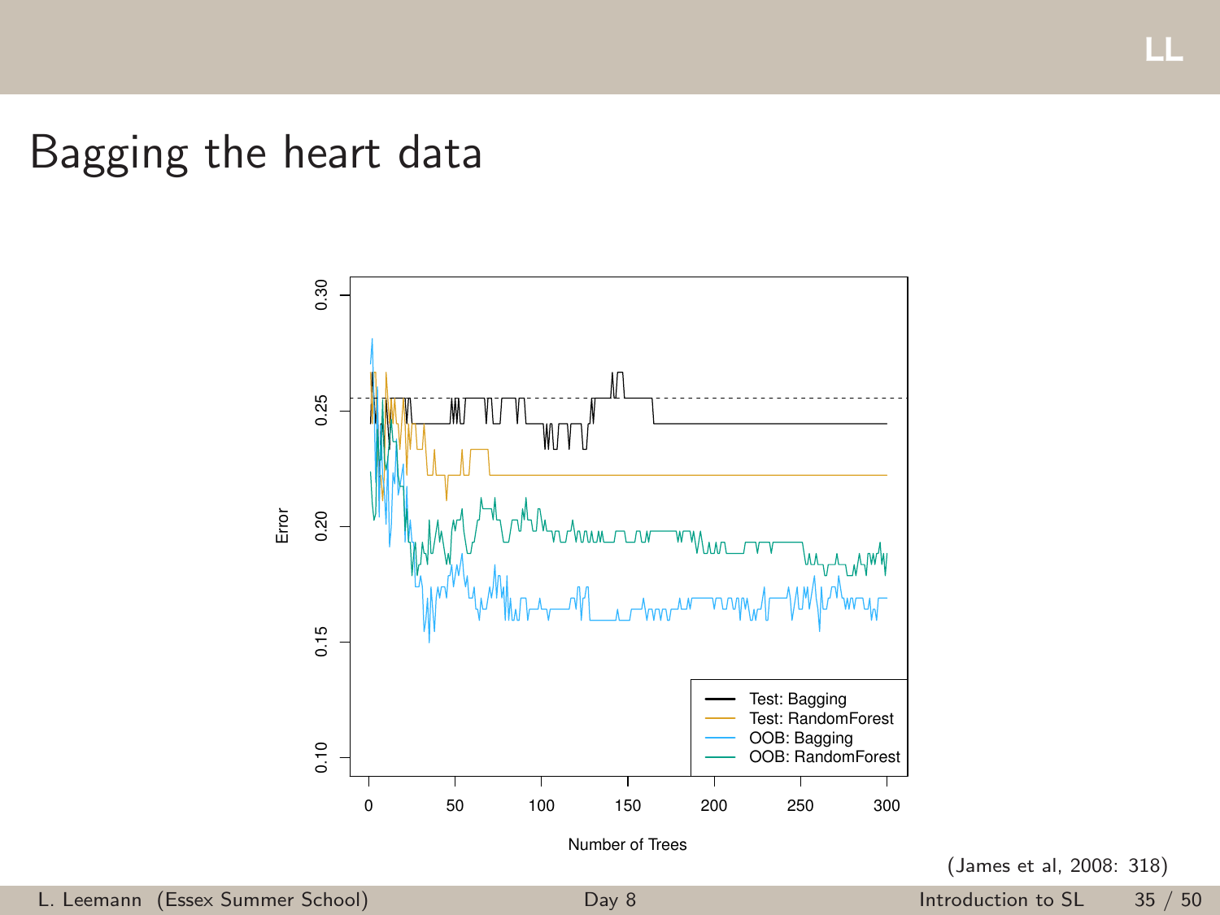# Bagging the heart data

Error

0.30
0.25
0.20
0.15
0.10

0
50
100
150
200
250
300

Number of Trees

Test: Bagging
Test: RandomForest
OOB: Bagging
OOB: RandomForest

(James et al, 2008: 318)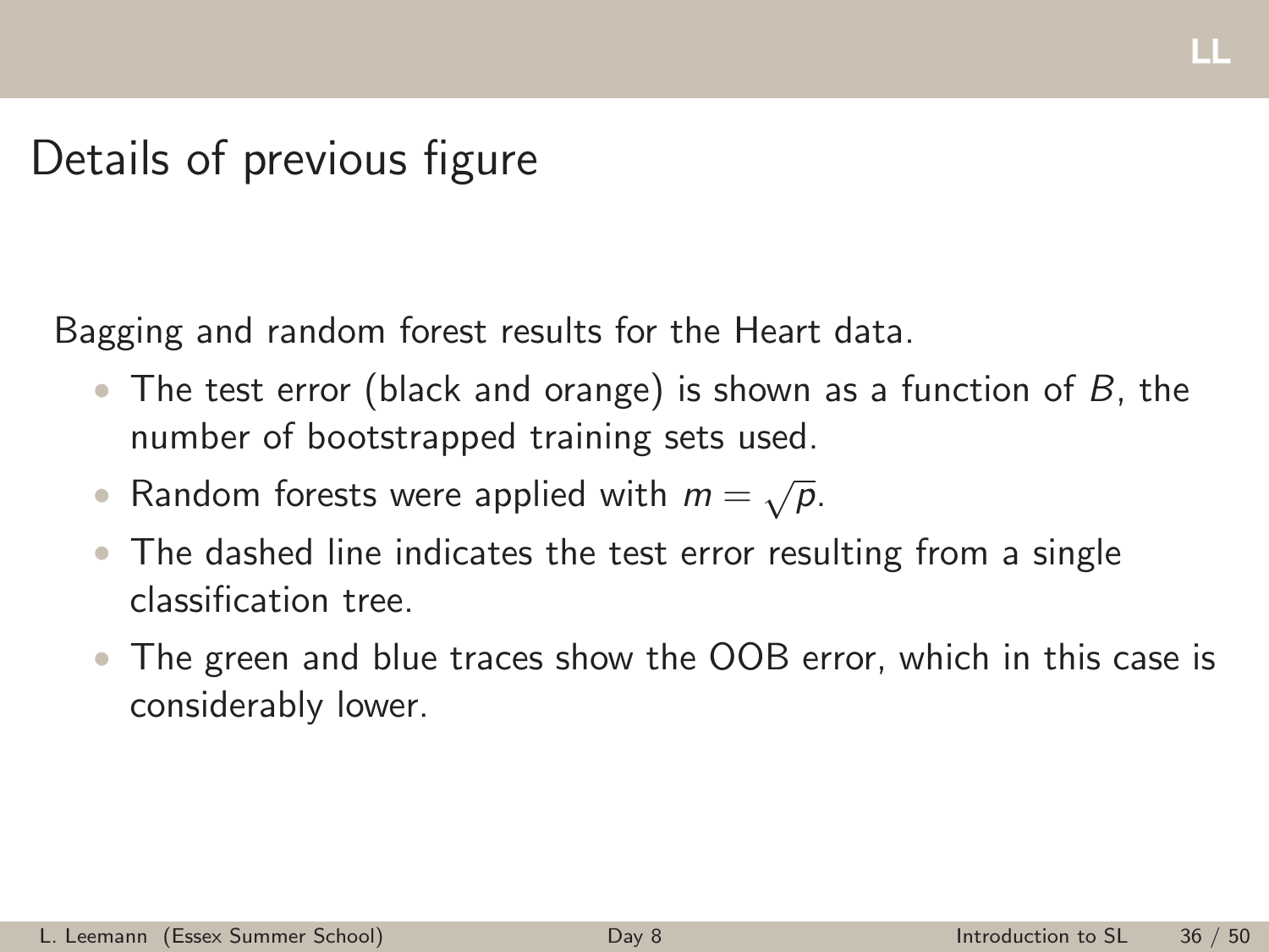# Details of previous figure

Bagging and random forest results for the Heart data.

- The test error (black and orange) is shown as a function of $B$, the number of bootstrapped training sets used.
- Random forests were applied with $m = \sqrt{p}$.
- The dashed line indicates the test error resulting from a single classification tree.
- The green and blue traces show the OOB error, which in this case is considerably lower.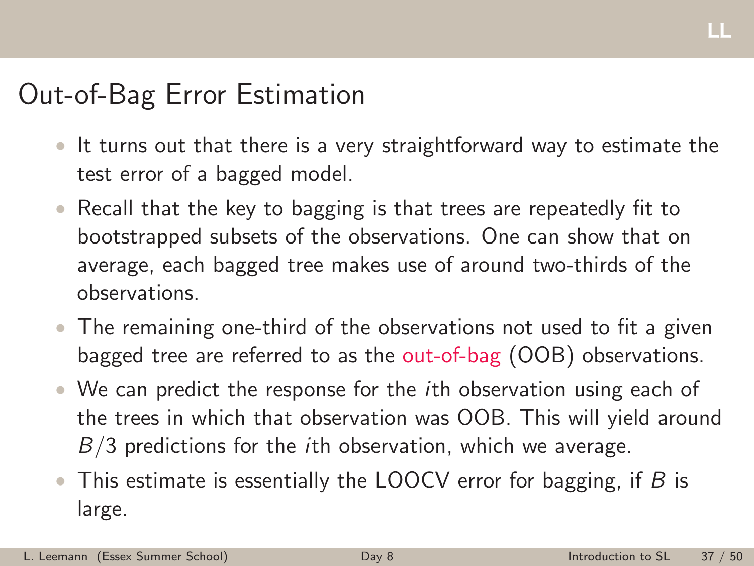# Out-of-Bag Error Estimation

- It turns out that there is a very straightforward way to estimate the test error of a bagged model.
- Recall that the key to bagging is that trees are repeatedly fit to bootstrapped subsets of the observations. One can show that on average, each bagged tree makes use of around two-thirds of the observations.
- The remaining one-third of the observations not used to fit a given bagged tree are referred to as the out-of-bag (OOB) observations.
- We can predict the response for the *i*th observation using each of the trees in which that observation was OOB. This will yield around $B/3$ predictions for the *i*th observation, which we average.
- This estimate is essentially the LOOCV error for bagging, if $B$ is large.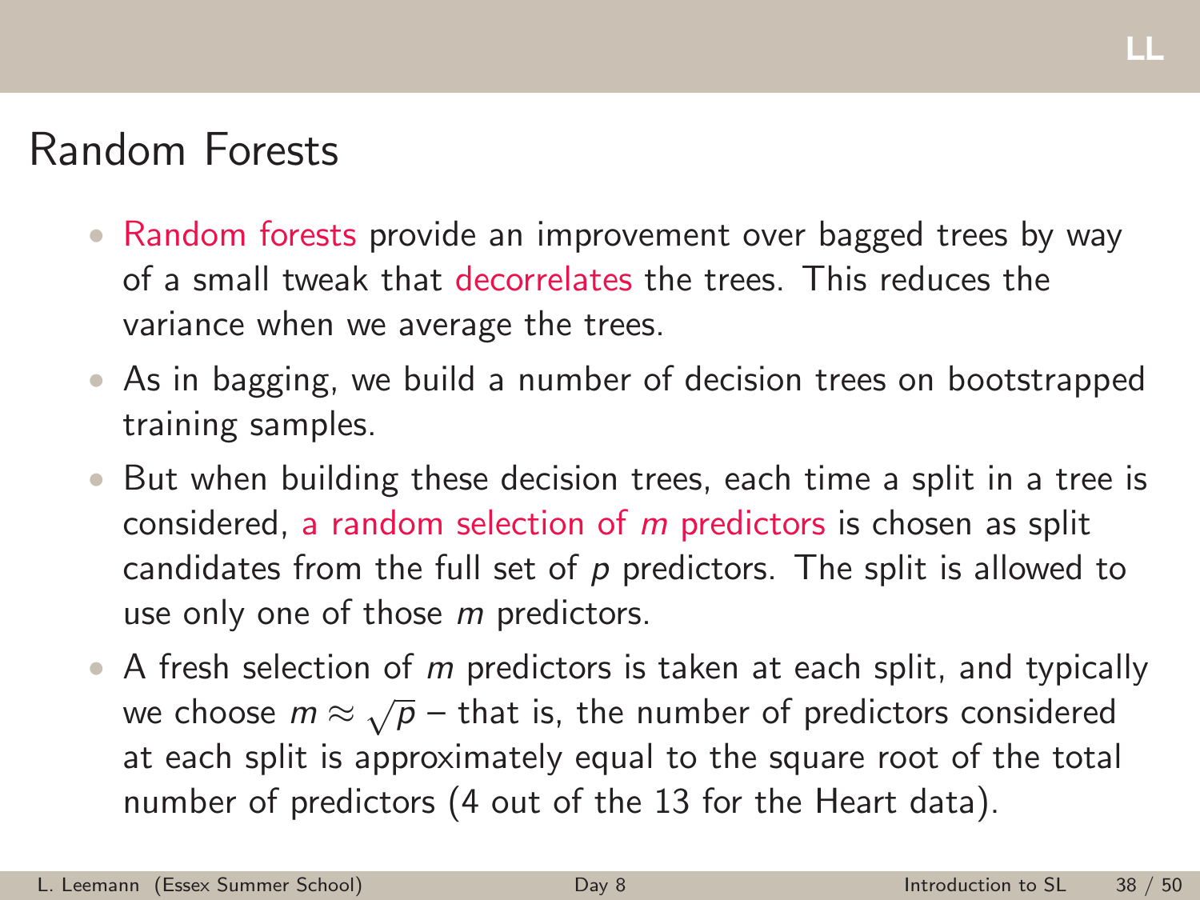# Random Forests

- Random forests provide an improvement over bagged trees by way of a small tweak that decorrelates the trees. This reduces the variance when we average the trees.
- As in bagging, we build a number of decision trees on bootstrapped training samples.
- But when building these decision trees, each time a split in a tree is considered, a random selection of $m$ predictors is chosen as split candidates from the full set of $p$ predictors. The split is allowed to use only one of those $m$ predictors.
- A fresh selection of $m$ predictors is taken at each split, and typically we choose $m \approx \sqrt{p}$ – that is, the number of predictors considered at each split is approximately equal to the square root of the total number of predictors (4 out of the 13 for the Heart data).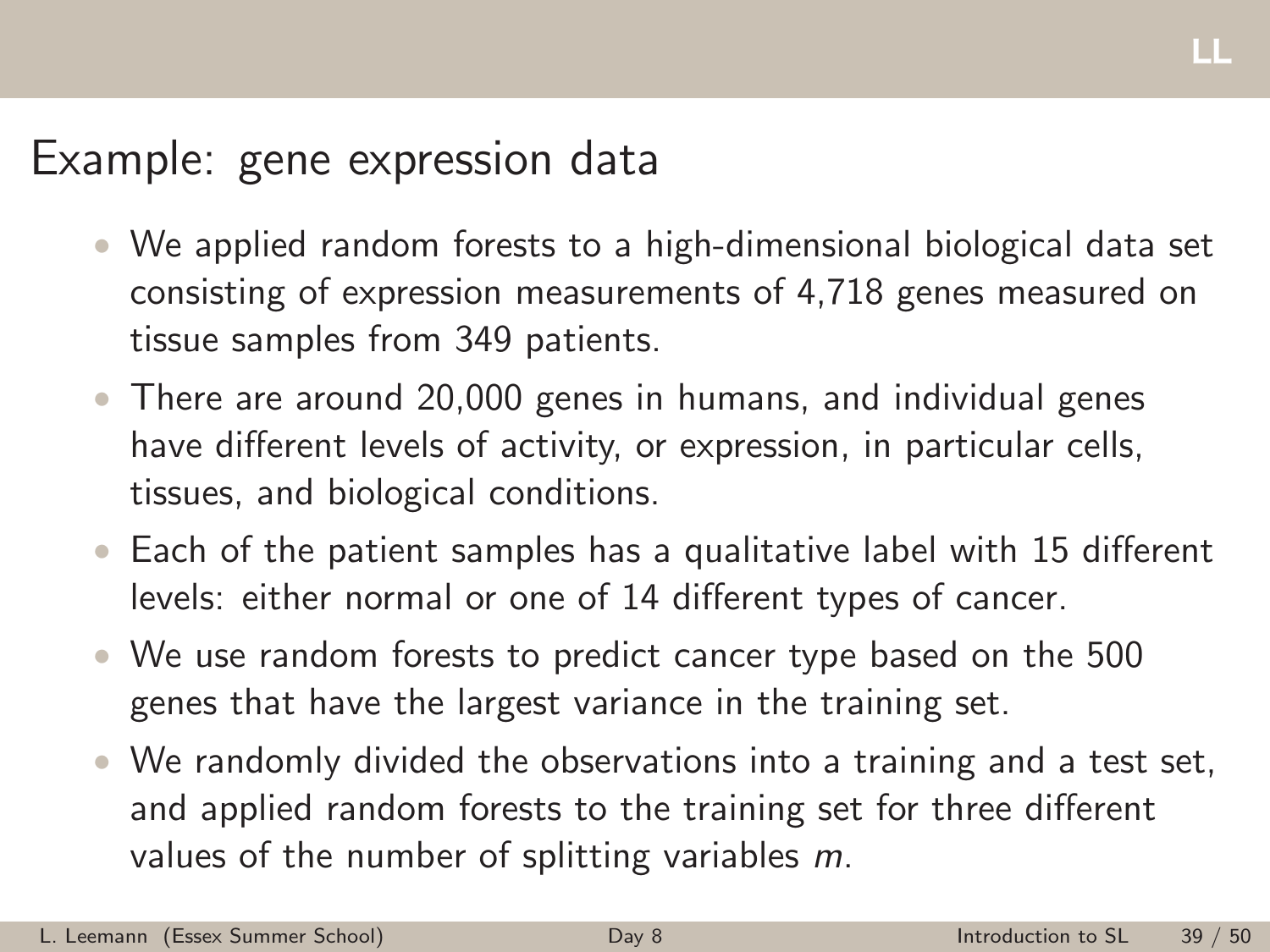## Example: gene expression data

- We applied random forests to a high-dimensional biological data set consisting of expression measurements of 4,718 genes measured on tissue samples from 349 patients.
- There are around 20,000 genes in humans, and individual genes have different levels of activity, or expression, in particular cells, tissues, and biological conditions.
- Each of the patient samples has a qualitative label with 15 different levels: either normal or one of 14 different types of cancer.
- We use random forests to predict cancer type based on the 500 genes that have the largest variance in the training set.
- We randomly divided the observations into a training and a test set, and applied random forests to the training set for three different values of the number of splitting variables $m$.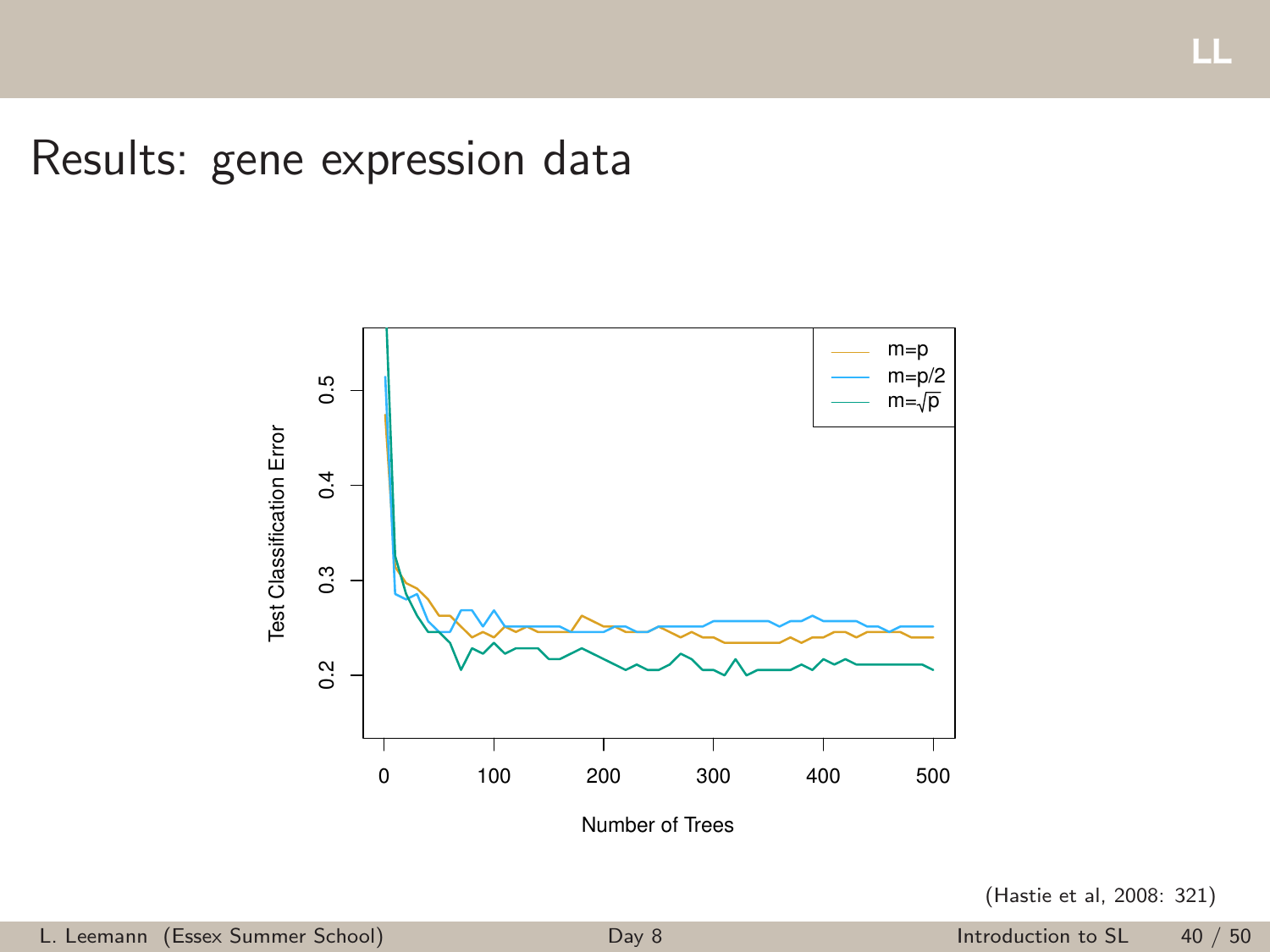# Results: gene expression data

m=p
m=p/2
m=$\sqrt{p}$

Test Classification Error

0.2
0.3
0.4
0.5

0
100
200
300
400
500

Number of Trees

(Hastie et al, 2008: 321)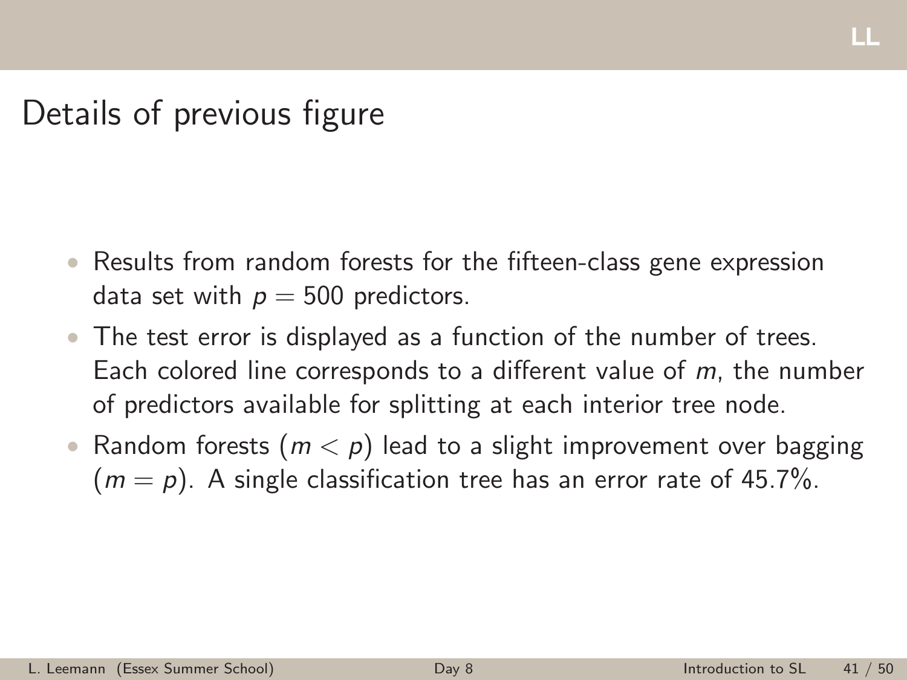# Details of previous figure

- Results from random forests for the fifteen-class gene expression data set with $p = 500$ predictors.
- The test error is displayed as a function of the number of trees. Each colored line corresponds to a different value of $m$, the number of predictors available for splitting at each interior tree node.
- Random forests ($m < p$) lead to a slight improvement over bagging ($m = p$). A single classification tree has an error rate of 45.7%.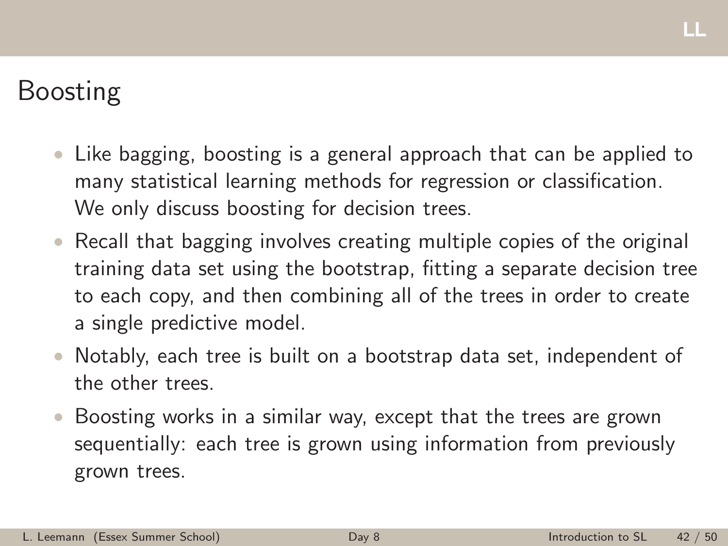# Boosting

- Like bagging, boosting is a general approach that can be applied to many statistical learning methods for regression or classification. We only discuss boosting for decision trees.
- Recall that bagging involves creating multiple copies of the original training data set using the bootstrap, fitting a separate decision tree to each copy, and then combining all of the trees in order to create a single predictive model.
- Notably, each tree is built on a bootstrap data set, independent of the other trees.
- Boosting works in a similar way, except that the trees are grown sequentially: each tree is grown using information from previously grown trees.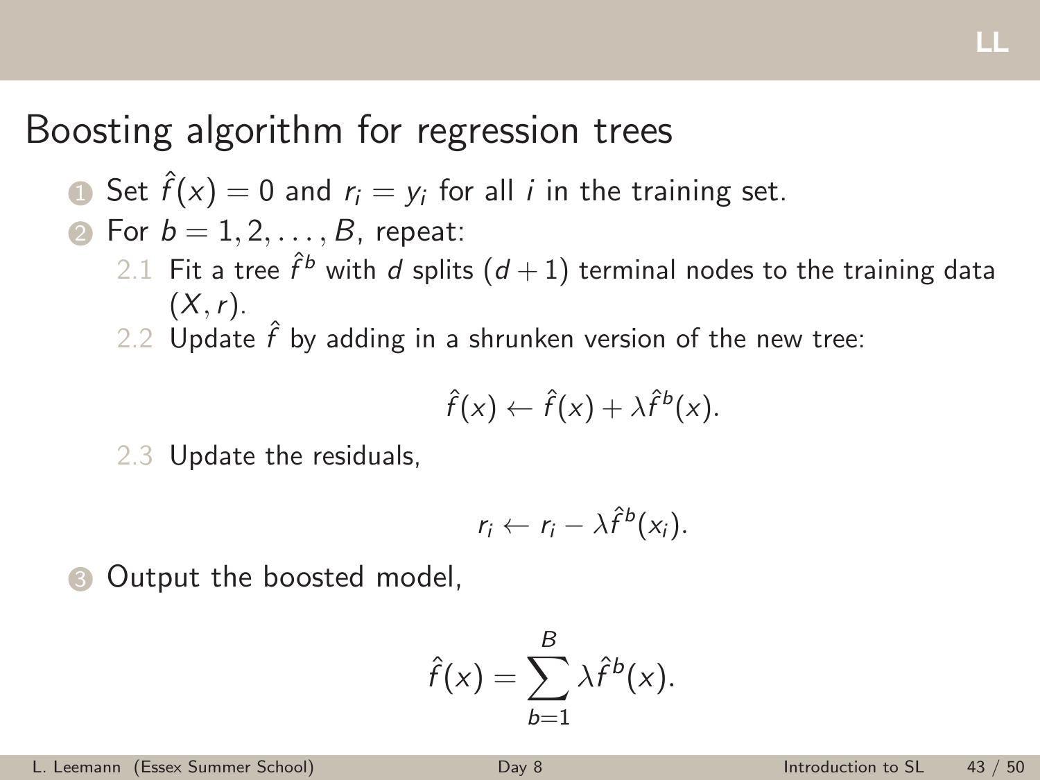# Boosting algorithm for regression trees

1. Set $\hat{f}(x) = 0$ and $r_i = y_i$ for all $i$ in the training set.
2. For $b = 1, 2, \ldots, B$, repeat:
   2.1 Fit a tree $\hat{f}^b$ with $d$ splits $(d+1)$ terminal nodes to the training data $(X, r)$.
   2.2 Update $\hat{f}$ by adding in a shrunken version of the new tree:
   $$\hat{f}(x) \leftarrow \hat{f}(x) + \lambda \hat{f}^b(x).$$
   2.3 Update the residuals,
   $$r_i \leftarrow r_i - \lambda \hat{f}^b(x_i).$$
3. Output the boosted model,
$$\hat{f}(x) = \sum_{b=1}^{B} \lambda \hat{f}^b(x).$$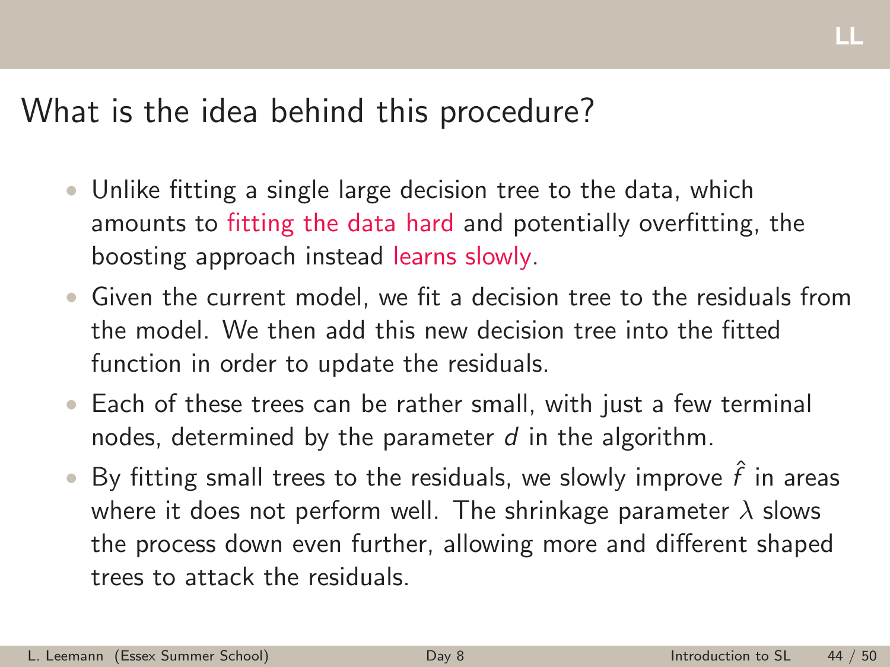# What is the idea behind this procedure?

- Unlike fitting a single large decision tree to the data, which amounts to fitting the data hard and potentially overfitting, the boosting approach instead learns slowly.
- Given the current model, we fit a decision tree to the residuals from the model. We then add this new decision tree into the fitted function in order to update the residuals.
- Each of these trees can be rather small, with just a few terminal nodes, determined by the parameter $d$ in the algorithm.
- By fitting small trees to the residuals, we slowly improve $\hat{f}$ in areas where it does not perform well. The shrinkage parameter $\lambda$ slows the process down even further, allowing more and different shaped trees to attack the residuals.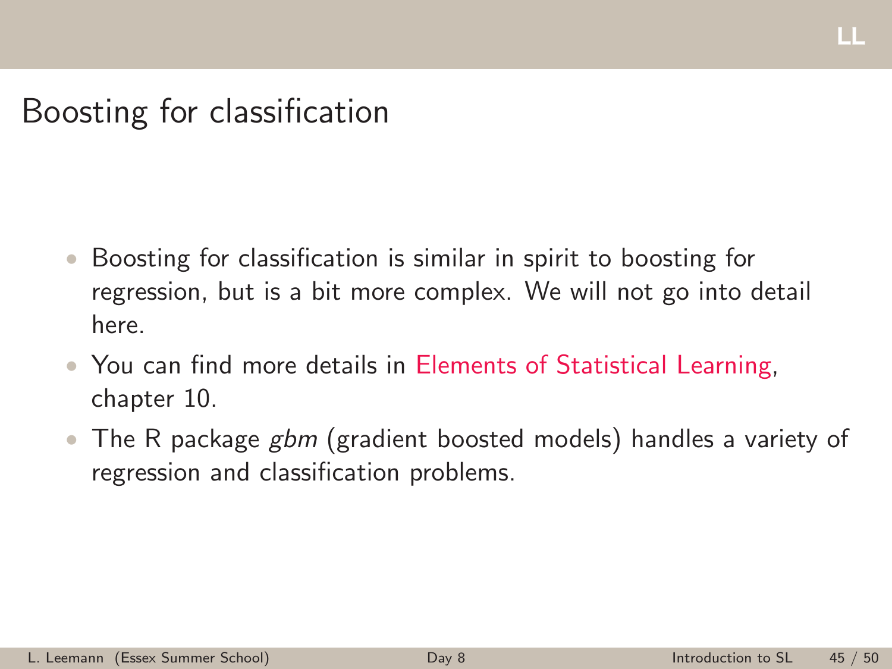# Boosting for classification

- Boosting for classification is similar in spirit to boosting for regression, but is a bit more complex. We will not go into detail here.
- You can find more details in Elements of Statistical Learning, chapter 10.
- The R package *gbm* (gradient boosted models) handles a variety of regression and classification problems.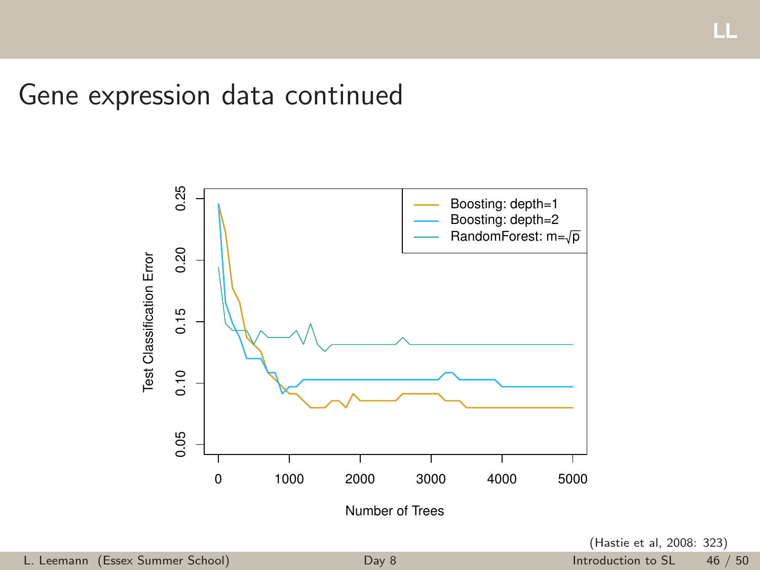# Gene expression data continued

Boosting: depth=1
Boosting: depth=2
RandomForest: $m=\sqrt{p}$

Test Classification Error

0.05
0.10
0.15
0.20
0.25

0
1000
2000
3000
4000
5000

Number of Trees

(Hastie et al, 2008: 323)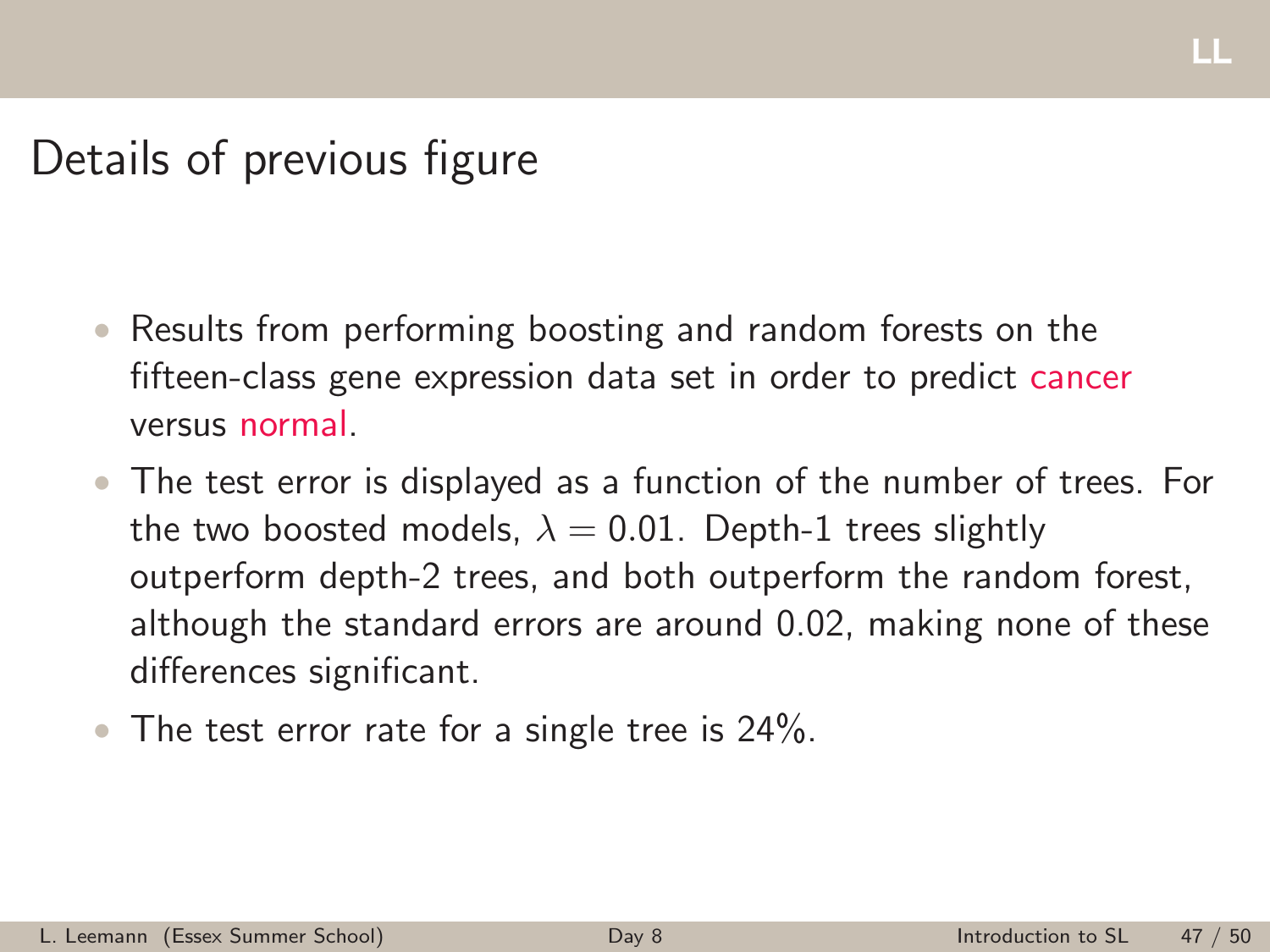# Details of previous figure

- Results from performing boosting and random forests on the fifteen-class gene expression data set in order to predict cancer versus normal.
- The test error is displayed as a function of the number of trees. For the two boosted models, $\lambda = 0.01$. Depth-1 trees slightly outperform depth-2 trees, and both outperform the random forest, although the standard errors are around 0.02, making none of these differences significant.
- The test error rate for a single tree is 24%.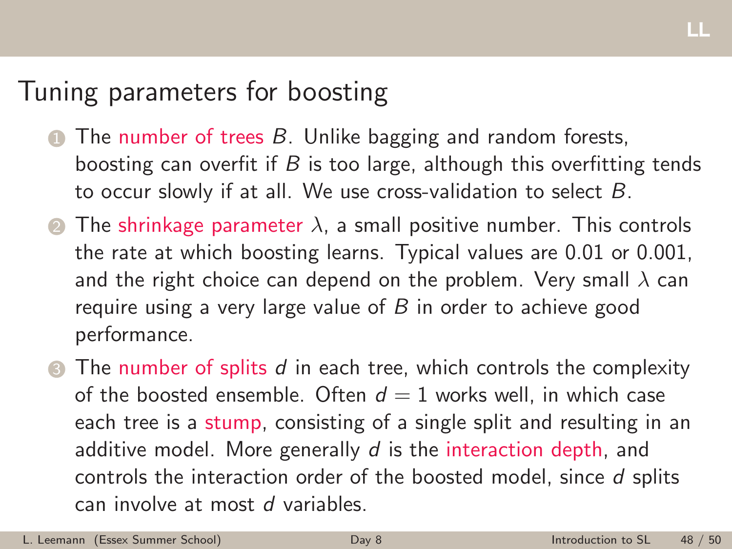# Tuning parameters for boosting

1. The number of trees $B$. Unlike bagging and random forests, boosting can overfit if $B$ is too large, although this overfitting tends to occur slowly if at all. We use cross-validation to select $B$.
2. The shrinkage parameter $\lambda$, a small positive number. This controls the rate at which boosting learns. Typical values are 0.01 or 0.001, and the right choice can depend on the problem. Very small $\lambda$ can require using a very large value of $B$ in order to achieve good performance.
3. The number of splits $d$ in each tree, which controls the complexity of the boosted ensemble. Often $d = 1$ works well, in which case each tree is a stump, consisting of a single split and resulting in an additive model. More generally $d$ is the interaction depth, and controls the interaction order of the boosted model, since $d$ splits can involve at most $d$ variables.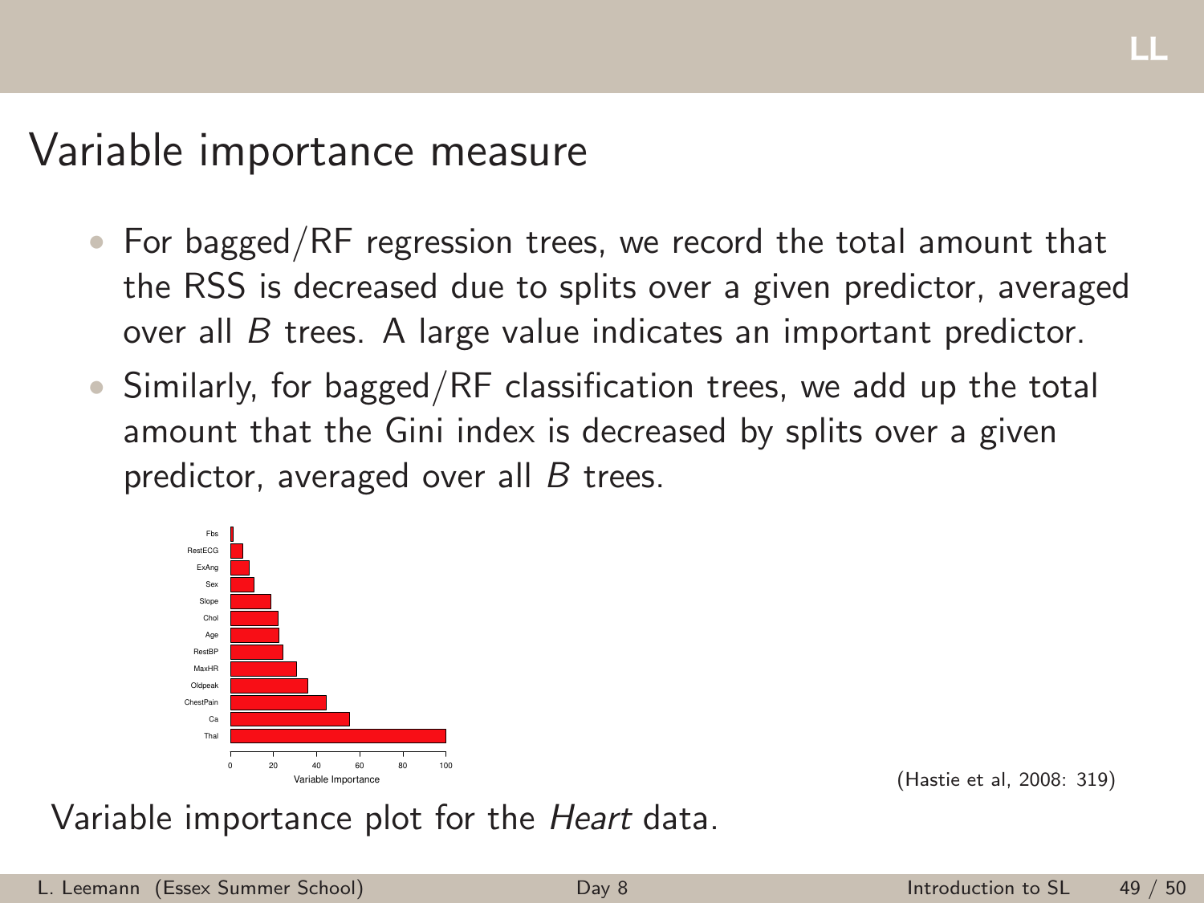# Variable importance measure

- For bagged/RF regression trees, we record the total amount that the RSS is decreased due to splits over a given predictor, averaged over all $B$ trees. A large value indicates an important predictor.
- Similarly, for bagged/RF classification trees, we add up the total amount that the Gini index is decreased by splits over a given predictor, averaged over all $B$ trees.

Fbs
RestECG
ExAng
Sex
Slope
Chol
Age
RestBP
MaxHR
Oldpeak
ChestPain
Ca
Thal

0 20 40 60 80 100
Variable Importance

(Hastie et al, 2008: 319)

Variable importance plot for the *Heart* data.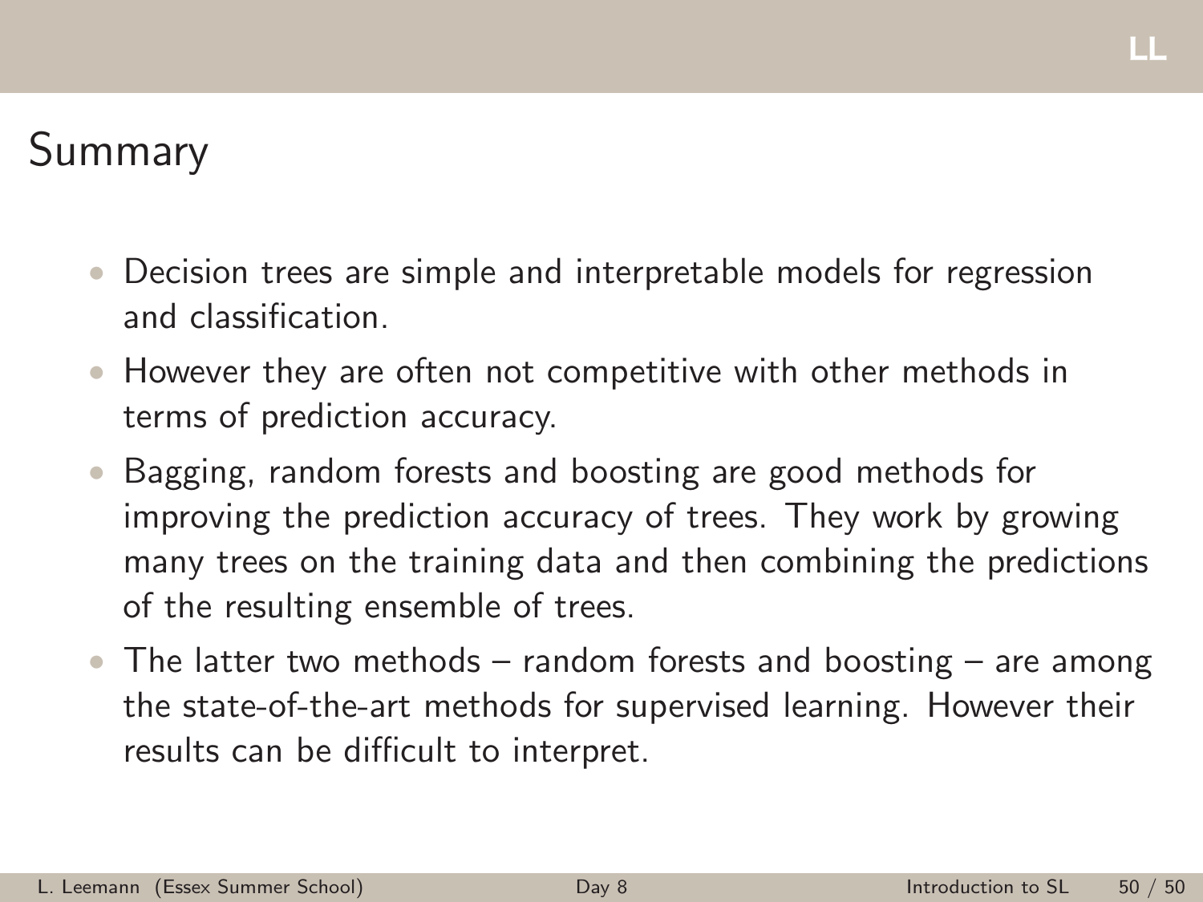# Summary

- Decision trees are simple and interpretable models for regression and classification.
- However they are often not competitive with other methods in terms of prediction accuracy.
- Bagging, random forests and boosting are good methods for improving the prediction accuracy of trees. They work by growing many trees on the training data and then combining the predictions of the resulting ensemble of trees.
- The latter two methods – random forests and boosting – are among the state-of-the-art methods for supervised learning. However their results can be difficult to interpret.